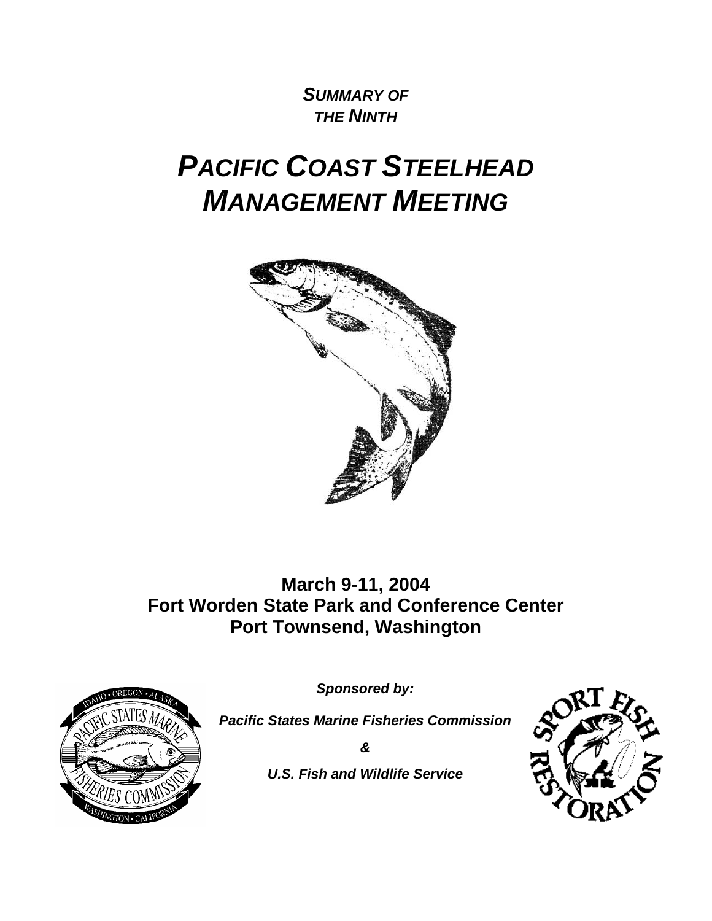***SUMMARY OF THE NINTH***

# *PACIFIC COAST STEELHEAD MANAGEMENT MEETING*

**March 9-11, 2004**
**Fort Worden State Park and Conference Center**
**Port Townsend, Washington**

***Sponsored by:***

***Pacific States Marine Fisheries Commission***

***&***

***U.S. Fish and Wildlife Service***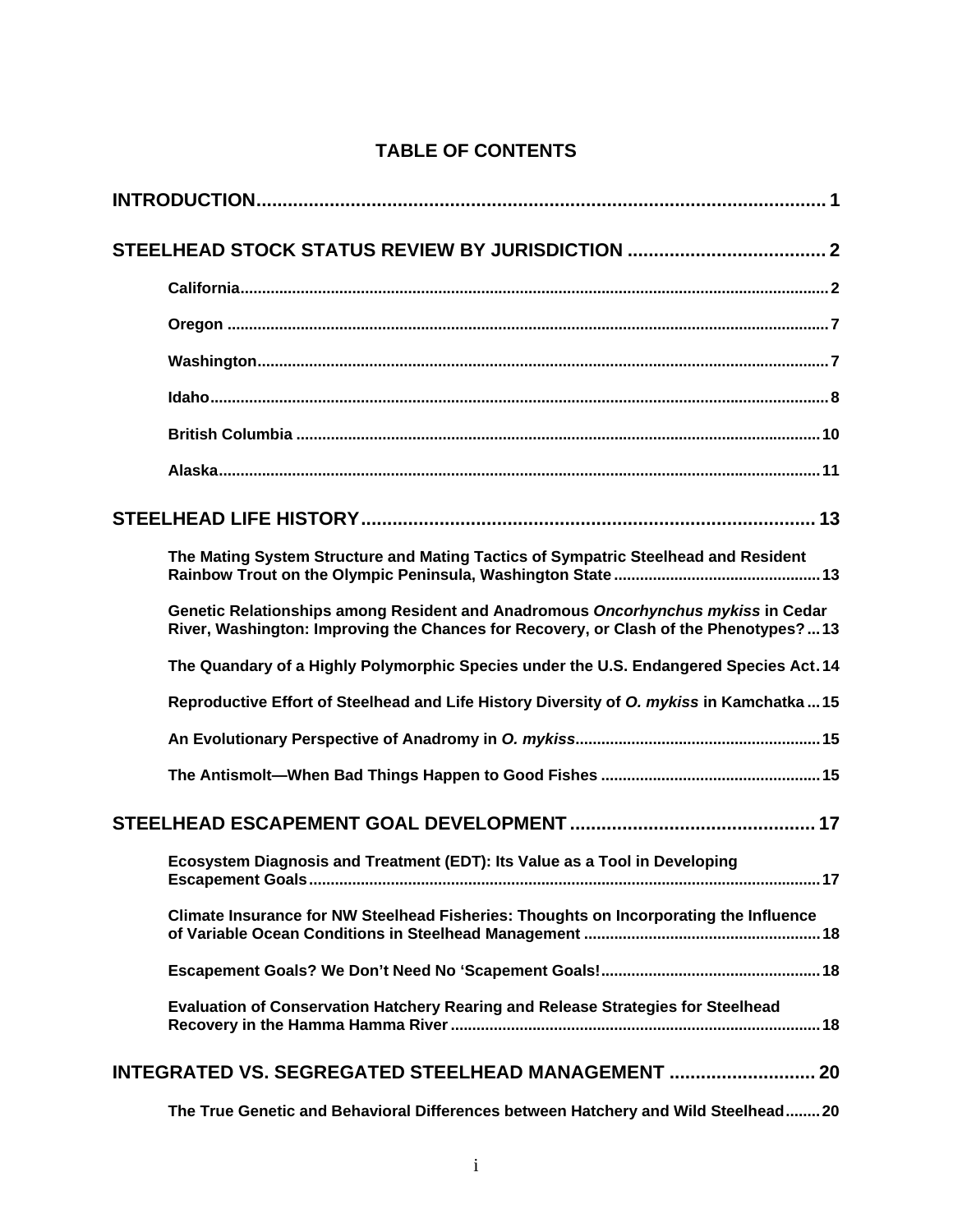# TABLE OF CONTENTS

**INTRODUCTION** .......... 1

**STEELHEAD STOCK STATUS REVIEW BY JURISDICTION** .......... 2

- **California** .......... 2
- **Oregon** .......... 7
- **Washington** .......... 7
- **Idaho** .......... 8
- **British Columbia** .......... 10
- **Alaska** .......... 11

**STEELHEAD LIFE HISTORY** .......... 13

- **The Mating System Structure and Mating Tactics of Sympatric Steelhead and Resident Rainbow Trout on the Olympic Peninsula, Washington State** .......... 13
- **Genetic Relationships among Resident and Anadromous *Oncorhynchus mykiss* in Cedar River, Washington: Improving the Chances for Recovery, or Clash of the Phenotypes?** .......... 13
- **The Quandary of a Highly Polymorphic Species under the U.S. Endangered Species Act** . 14
- **Reproductive Effort of Steelhead and Life History Diversity of *O. mykiss* in Kamchatka** .......... 15
- **An Evolutionary Perspective of Anadromy in *O. mykiss*** .......... 15
- **The Antismolt—When Bad Things Happen to Good Fishes** .......... 15

**STEELHEAD ESCAPEMENT GOAL DEVELOPMENT** .......... 17

- **Ecosystem Diagnosis and Treatment (EDT): Its Value as a Tool in Developing Escapement Goals** .......... 17
- **Climate Insurance for NW Steelhead Fisheries: Thoughts on Incorporating the Influence of Variable Ocean Conditions in Steelhead Management** .......... 18
- **Escapement Goals? We Don't Need No 'Scapement Goals!** .......... 18
- **Evaluation of Conservation Hatchery Rearing and Release Strategies for Steelhead Recovery in the Hamma Hamma River** .......... 18

**INTEGRATED VS. SEGREGATED STEELHEAD MANAGEMENT** .......... 20

- **The True Genetic and Behavioral Differences between Hatchery and Wild Steelhead** .......... 20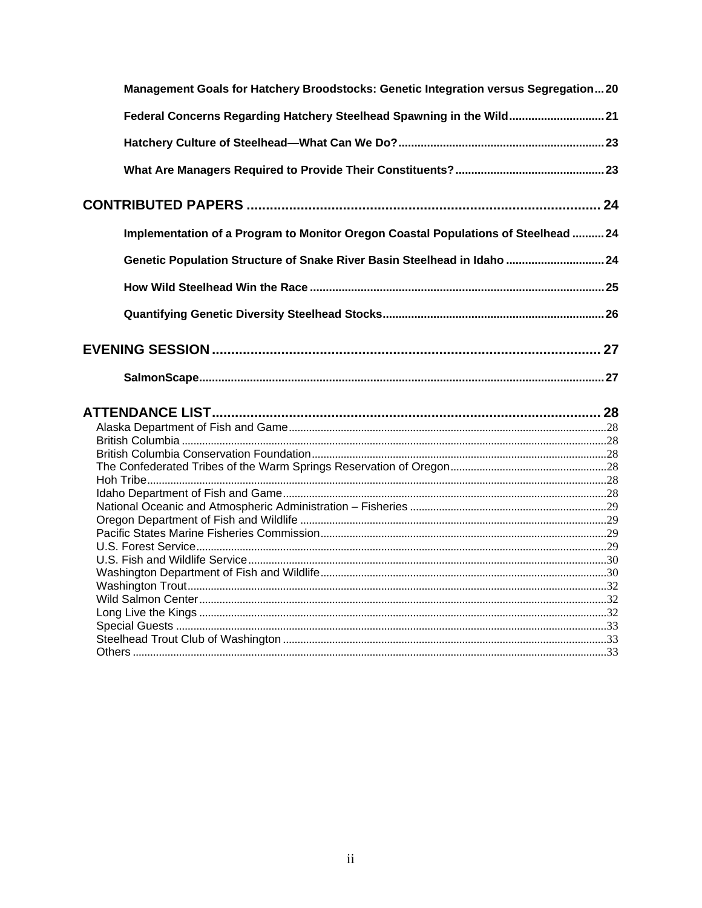**Management Goals for Hatchery Broodstocks: Genetic Integration versus Segregation ... 20**

**Federal Concerns Regarding Hatchery Steelhead Spawning in the Wild ... 21**

**Hatchery Culture of Steelhead—What Can We Do? ... 23**

**What Are Managers Required to Provide Their Constituents? ... 23**

**CONTRIBUTED PAPERS ... 24**

**Implementation of a Program to Monitor Oregon Coastal Populations of Steelhead ... 24**

**Genetic Population Structure of Snake River Basin Steelhead in Idaho ... 24**

**How Wild Steelhead Win the Race ... 25**

**Quantifying Genetic Diversity Steelhead Stocks ... 26**

**EVENING SESSION ... 27**

**SalmonScape ... 27**

**ATTENDANCE LIST ... 28**

Alaska Department of Fish and Game ... 28
British Columbia ... 28
British Columbia Conservation Foundation ... 28
The Confederated Tribes of the Warm Springs Reservation of Oregon ... 28
Hoh Tribe ... 28
Idaho Department of Fish and Game ... 28
National Oceanic and Atmospheric Administration – Fisheries ... 29
Oregon Department of Fish and Wildlife ... 29
Pacific States Marine Fisheries Commission ... 29
U.S. Forest Service ... 29
U.S. Fish and Wildlife Service ... 30
Washington Department of Fish and Wildlife ... 30
Washington Trout ... 32
Wild Salmon Center ... 32
Long Live the Kings ... 32
Special Guests ... 33
Steelhead Trout Club of Washington ... 33
Others ... 33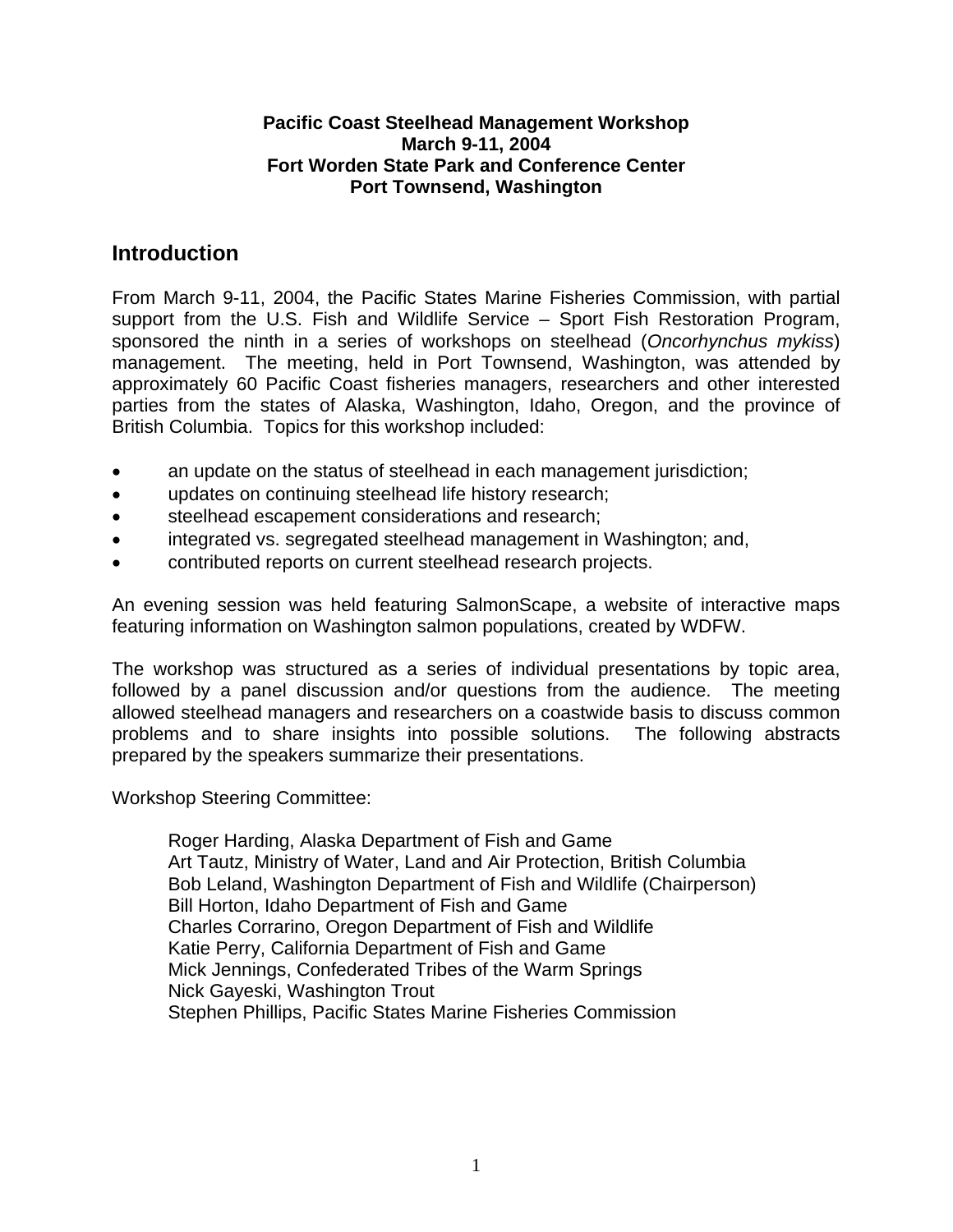**Pacific Coast Steelhead Management Workshop**
**March 9-11, 2004**
**Fort Worden State Park and Conference Center**
**Port Townsend, Washington**

## Introduction

From March 9-11, 2004, the Pacific States Marine Fisheries Commission, with partial support from the U.S. Fish and Wildlife Service – Sport Fish Restoration Program, sponsored the ninth in a series of workshops on steelhead (*Oncorhynchus mykiss*) management. The meeting, held in Port Townsend, Washington, was attended by approximately 60 Pacific Coast fisheries managers, researchers and other interested parties from the states of Alaska, Washington, Idaho, Oregon, and the province of British Columbia. Topics for this workshop included:

- an update on the status of steelhead in each management jurisdiction;
- updates on continuing steelhead life history research;
- steelhead escapement considerations and research;
- integrated vs. segregated steelhead management in Washington; and,
- contributed reports on current steelhead research projects.

An evening session was held featuring SalmonScape, a website of interactive maps featuring information on Washington salmon populations, created by WDFW.

The workshop was structured as a series of individual presentations by topic area, followed by a panel discussion and/or questions from the audience. The meeting allowed steelhead managers and researchers on a coastwide basis to discuss common problems and to share insights into possible solutions. The following abstracts prepared by the speakers summarize their presentations.

Workshop Steering Committee:

Roger Harding, Alaska Department of Fish and Game
Art Tautz, Ministry of Water, Land and Air Protection, British Columbia
Bob Leland, Washington Department of Fish and Wildlife (Chairperson)
Bill Horton, Idaho Department of Fish and Game
Charles Corrarino, Oregon Department of Fish and Wildlife
Katie Perry, California Department of Fish and Game
Mick Jennings, Confederated Tribes of the Warm Springs
Nick Gayeski, Washington Trout
Stephen Phillips, Pacific States Marine Fisheries Commission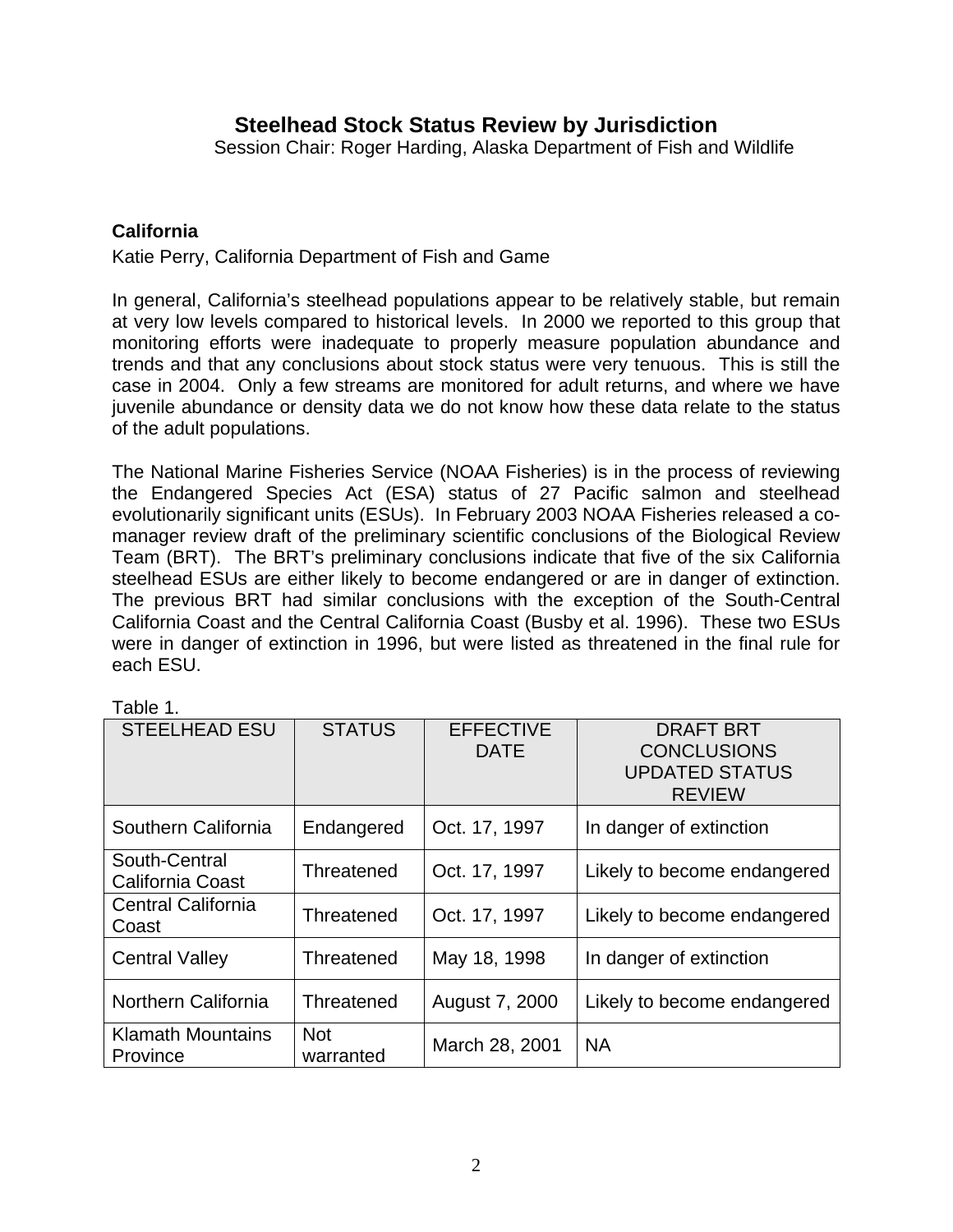# Steelhead Stock Status Review by Jurisdiction

Session Chair: Roger Harding, Alaska Department of Fish and Wildlife

## California

Katie Perry, California Department of Fish and Game

In general, California's steelhead populations appear to be relatively stable, but remain at very low levels compared to historical levels. In 2000 we reported to this group that monitoring efforts were inadequate to properly measure population abundance and trends and that any conclusions about stock status were very tenuous. This is still the case in 2004. Only a few streams are monitored for adult returns, and where we have juvenile abundance or density data we do not know how these data relate to the status of the adult populations.

The National Marine Fisheries Service (NOAA Fisheries) is in the process of reviewing the Endangered Species Act (ESA) status of 27 Pacific salmon and steelhead evolutionarily significant units (ESUs). In February 2003 NOAA Fisheries released a co-manager review draft of the preliminary scientific conclusions of the Biological Review Team (BRT). The BRT's preliminary conclusions indicate that five of the six California steelhead ESUs are either likely to become endangered or are in danger of extinction. The previous BRT had similar conclusions with the exception of the South-Central California Coast and the Central California Coast (Busby et al. 1996). These two ESUs were in danger of extinction in 1996, but were listed as threatened in the final rule for each ESU.

Table 1.

| STEELHEAD ESU | STATUS | EFFECTIVE DATE | DRAFT BRT CONCLUSIONS UPDATED STATUS REVIEW |
|---|---|---|---|
| Southern California | Endangered | Oct. 17, 1997 | In danger of extinction |
| South-Central California Coast | Threatened | Oct. 17, 1997 | Likely to become endangered |
| Central California Coast | Threatened | Oct. 17, 1997 | Likely to become endangered |
| Central Valley | Threatened | May 18, 1998 | In danger of extinction |
| Northern California | Threatened | August 7, 2000 | Likely to become endangered |
| Klamath Mountains Province | Not warranted | March 28, 2001 | NA |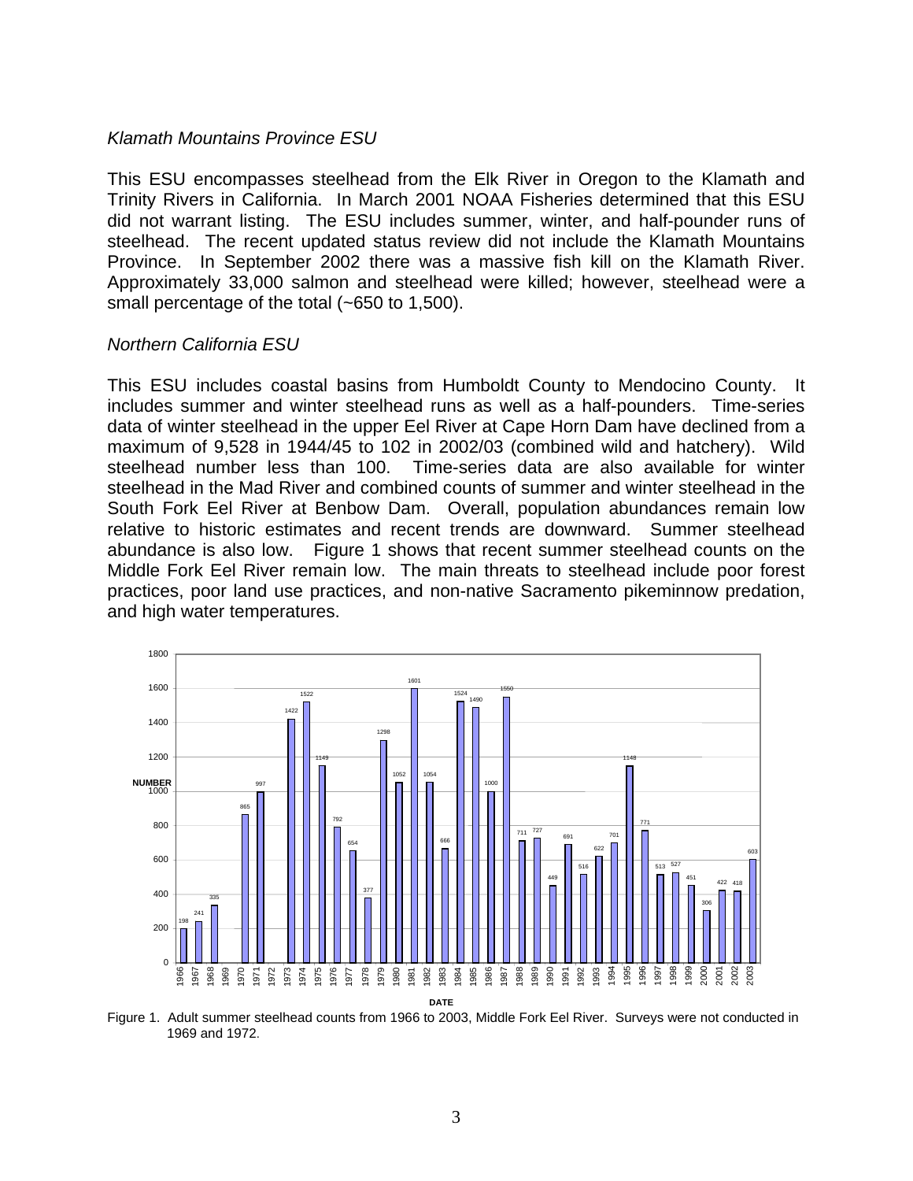*Klamath Mountains Province ESU*

This ESU encompasses steelhead from the Elk River in Oregon to the Klamath and Trinity Rivers in California. In March 2001 NOAA Fisheries determined that this ESU did not warrant listing. The ESU includes summer, winter, and half-pounder runs of steelhead. The recent updated status review did not include the Klamath Mountains Province. In September 2002 there was a massive fish kill on the Klamath River. Approximately 33,000 salmon and steelhead were killed; however, steelhead were a small percentage of the total (~650 to 1,500).

*Northern California ESU*

This ESU includes coastal basins from Humboldt County to Mendocino County. It includes summer and winter steelhead runs as well as a half-pounders. Time-series data of winter steelhead in the upper Eel River at Cape Horn Dam have declined from a maximum of 9,528 in 1944/45 to 102 in 2002/03 (combined wild and hatchery). Wild steelhead number less than 100. Time-series data are also available for winter steelhead in the Mad River and combined counts of summer and winter steelhead in the South Fork Eel River at Benbow Dam. Overall, population abundances remain low relative to historic estimates and recent trends are downward. Summer steelhead abundance is also low. Figure 1 shows that recent summer steelhead counts on the Middle Fork Eel River remain low. The main threats to steelhead include poor forest practices, poor land use practices, and non-native Sacramento pikeminnow predation, and high water temperatures.

| DATE | NUMBER |
|---|---|
| 1966 | 198 |
| 1967 | 241 |
| 1968 | 335 |
| 1969 | |
| 1970 | 865 |
| 1971 | 997 |
| 1972 | |
| 1973 | 1422 |
| 1974 | 1522 |
| 1975 | 1149 |
| 1976 | 792 |
| 1977 | 654 |
| 1978 | 377 |
| 1979 | 1298 |
| 1980 | 1052 |
| 1981 | 1601 |
| 1982 | 1054 |
| 1983 | 666 |
| 1984 | 1524 |
| 1985 | 1490 |
| 1986 | 1000 |
| 1987 | 1550 |
| 1988 | 711 |
| 1989 | 727 |
| 1990 | 449 |
| 1991 | 691 |
| 1992 | 516 |
| 1993 | 622 |
| 1994 | 701 |
| 1995 | 1148 |
| 1996 | 771 |
| 1997 | 513 |
| 1998 | 527 |
| 1999 | 451 |
| 2000 | 306 |
| 2001 | 422 |
| 2002 | 418 |
| 2003 | 603 |

Figure 1. Adult summer steelhead counts from 1966 to 2003, Middle Fork Eel River. Surveys were not conducted in 1969 and 1972.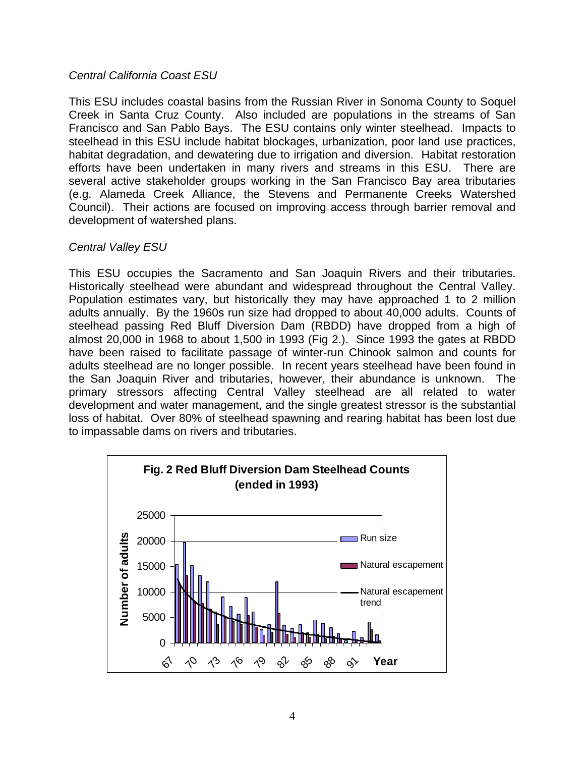*Central California Coast ESU*

This ESU includes coastal basins from the Russian River in Sonoma County to Soquel Creek in Santa Cruz County. Also included are populations in the streams of San Francisco and San Pablo Bays. The ESU contains only winter steelhead. Impacts to steelhead in this ESU include habitat blockages, urbanization, poor land use practices, habitat degradation, and dewatering due to irrigation and diversion. Habitat restoration efforts have been undertaken in many rivers and streams in this ESU. There are several active stakeholder groups working in the San Francisco Bay area tributaries (e.g. Alameda Creek Alliance, the Stevens and Permanente Creeks Watershed Council). Their actions are focused on improving access through barrier removal and development of watershed plans.

*Central Valley ESU*

This ESU occupies the Sacramento and San Joaquin Rivers and their tributaries. Historically steelhead were abundant and widespread throughout the Central Valley. Population estimates vary, but historically they may have approached 1 to 2 million adults annually. By the 1960s run size had dropped to about 40,000 adults. Counts of steelhead passing Red Bluff Diversion Dam (RBDD) have dropped from a high of almost 20,000 in 1968 to about 1,500 in 1993 (Fig 2.). Since 1993 the gates at RBDD have been raised to facilitate passage of winter-run Chinook salmon and counts for adults steelhead are no longer possible. In recent years steelhead have been found in the San Joaquin River and tributaries, however, their abundance is unknown. The primary stressors affecting Central Valley steelhead are all related to water development and water management, and the single greatest stressor is the substantial loss of habitat. Over 80% of steelhead spawning and rearing habitat has been lost due to impassable dams on rivers and tributaries.

**Fig. 2 Red Bluff Diversion Dam Steelhead Counts (ended in 1993)**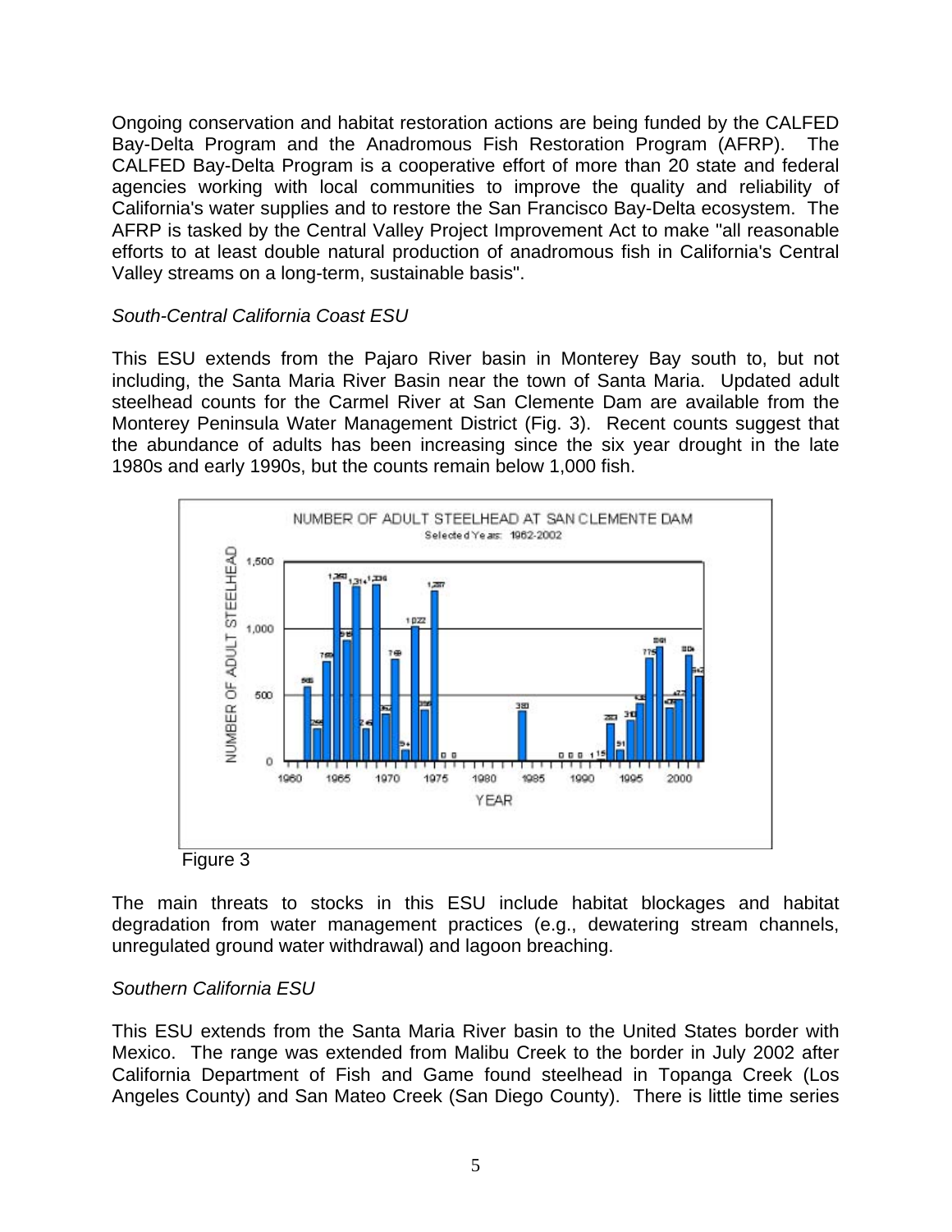Ongoing conservation and habitat restoration actions are being funded by the CALFED Bay-Delta Program and the Anadromous Fish Restoration Program (AFRP). The CALFED Bay-Delta Program is a cooperative effort of more than 20 state and federal agencies working with local communities to improve the quality and reliability of California's water supplies and to restore the San Francisco Bay-Delta ecosystem. The AFRP is tasked by the Central Valley Project Improvement Act to make "all reasonable efforts to at least double natural production of anadromous fish in California's Central Valley streams on a long-term, sustainable basis".

*South-Central California Coast ESU*

This ESU extends from the Pajaro River basin in Monterey Bay south to, but not including, the Santa Maria River Basin near the town of Santa Maria. Updated adult steelhead counts for the Carmel River at San Clemente Dam are available from the Monterey Peninsula Water Management District (Fig. 3). Recent counts suggest that the abundance of adults has been increasing since the six year drought in the late 1980s and early 1990s, but the counts remain below 1,000 fish.

Figure 3

The main threats to stocks in this ESU include habitat blockages and habitat degradation from water management practices (e.g., dewatering stream channels, unregulated ground water withdrawal) and lagoon breaching.

*Southern California ESU*

This ESU extends from the Santa Maria River basin to the United States border with Mexico. The range was extended from Malibu Creek to the border in July 2002 after California Department of Fish and Game found steelhead in Topanga Creek (Los Angeles County) and San Mateo Creek (San Diego County). There is little time series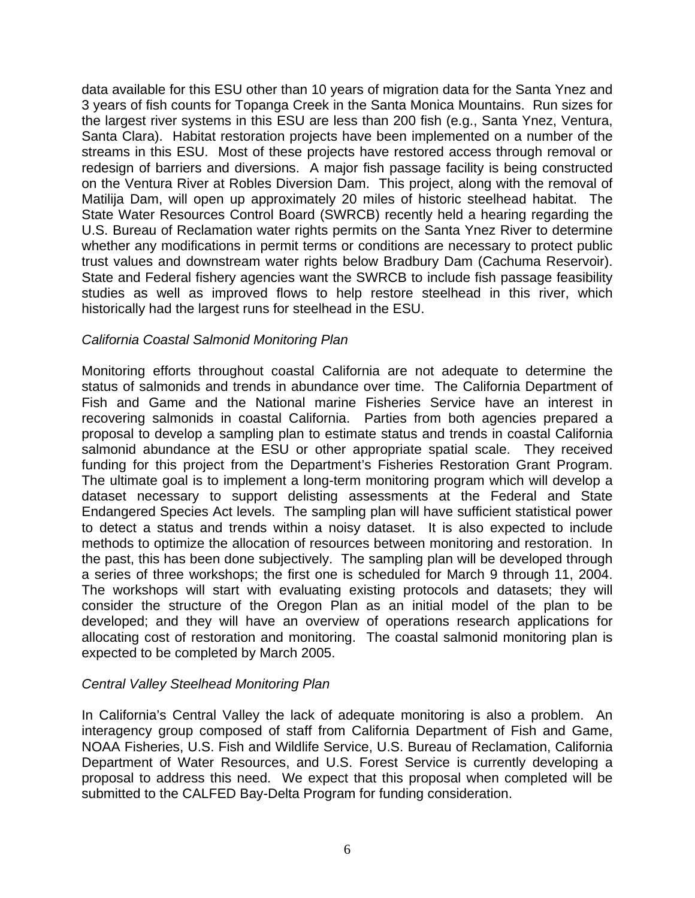data available for this ESU other than 10 years of migration data for the Santa Ynez and 3 years of fish counts for Topanga Creek in the Santa Monica Mountains. Run sizes for the largest river systems in this ESU are less than 200 fish (e.g., Santa Ynez, Ventura, Santa Clara). Habitat restoration projects have been implemented on a number of the streams in this ESU. Most of these projects have restored access through removal or redesign of barriers and diversions. A major fish passage facility is being constructed on the Ventura River at Robles Diversion Dam. This project, along with the removal of Matilija Dam, will open up approximately 20 miles of historic steelhead habitat. The State Water Resources Control Board (SWRCB) recently held a hearing regarding the U.S. Bureau of Reclamation water rights permits on the Santa Ynez River to determine whether any modifications in permit terms or conditions are necessary to protect public trust values and downstream water rights below Bradbury Dam (Cachuma Reservoir). State and Federal fishery agencies want the SWRCB to include fish passage feasibility studies as well as improved flows to help restore steelhead in this river, which historically had the largest runs for steelhead in the ESU.

*California Coastal Salmonid Monitoring Plan*

Monitoring efforts throughout coastal California are not adequate to determine the status of salmonids and trends in abundance over time. The California Department of Fish and Game and the National marine Fisheries Service have an interest in recovering salmonids in coastal California. Parties from both agencies prepared a proposal to develop a sampling plan to estimate status and trends in coastal California salmonid abundance at the ESU or other appropriate spatial scale. They received funding for this project from the Department's Fisheries Restoration Grant Program. The ultimate goal is to implement a long-term monitoring program which will develop a dataset necessary to support delisting assessments at the Federal and State Endangered Species Act levels. The sampling plan will have sufficient statistical power to detect a status and trends within a noisy dataset. It is also expected to include methods to optimize the allocation of resources between monitoring and restoration. In the past, this has been done subjectively. The sampling plan will be developed through a series of three workshops; the first one is scheduled for March 9 through 11, 2004. The workshops will start with evaluating existing protocols and datasets; they will consider the structure of the Oregon Plan as an initial model of the plan to be developed; and they will have an overview of operations research applications for allocating cost of restoration and monitoring. The coastal salmonid monitoring plan is expected to be completed by March 2005.

*Central Valley Steelhead Monitoring Plan*

In California's Central Valley the lack of adequate monitoring is also a problem. An interagency group composed of staff from California Department of Fish and Game, NOAA Fisheries, U.S. Fish and Wildlife Service, U.S. Bureau of Reclamation, California Department of Water Resources, and U.S. Forest Service is currently developing a proposal to address this need. We expect that this proposal when completed will be submitted to the CALFED Bay-Delta Program for funding consideration.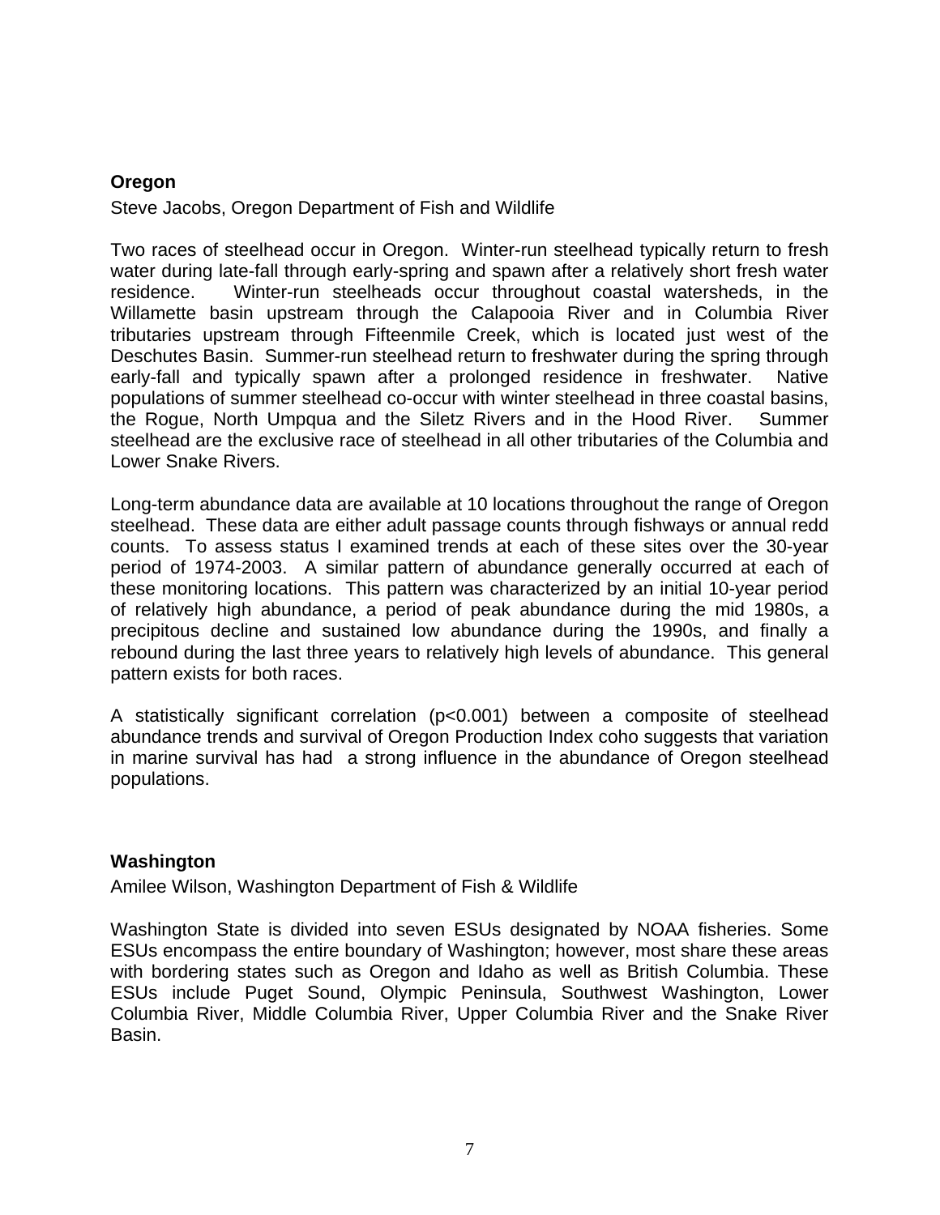### Oregon

Steve Jacobs, Oregon Department of Fish and Wildlife

Two races of steelhead occur in Oregon. Winter-run steelhead typically return to fresh water during late-fall through early-spring and spawn after a relatively short fresh water residence. Winter-run steelheads occur throughout coastal watersheds, in the Willamette basin upstream through the Calapooia River and in Columbia River tributaries upstream through Fifteenmile Creek, which is located just west of the Deschutes Basin. Summer-run steelhead return to freshwater during the spring through early-fall and typically spawn after a prolonged residence in freshwater. Native populations of summer steelhead co-occur with winter steelhead in three coastal basins, the Rogue, North Umpqua and the Siletz Rivers and in the Hood River. Summer steelhead are the exclusive race of steelhead in all other tributaries of the Columbia and Lower Snake Rivers.

Long-term abundance data are available at 10 locations throughout the range of Oregon steelhead. These data are either adult passage counts through fishways or annual redd counts. To assess status I examined trends at each of these sites over the 30-year period of 1974-2003. A similar pattern of abundance generally occurred at each of these monitoring locations. This pattern was characterized by an initial 10-year period of relatively high abundance, a period of peak abundance during the mid 1980s, a precipitous decline and sustained low abundance during the 1990s, and finally a rebound during the last three years to relatively high levels of abundance. This general pattern exists for both races.

A statistically significant correlation ($p<0.001$) between a composite of steelhead abundance trends and survival of Oregon Production Index coho suggests that variation in marine survival has had a strong influence in the abundance of Oregon steelhead populations.

### Washington

Amilee Wilson, Washington Department of Fish & Wildlife

Washington State is divided into seven ESUs designated by NOAA fisheries. Some ESUs encompass the entire boundary of Washington; however, most share these areas with bordering states such as Oregon and Idaho as well as British Columbia. These ESUs include Puget Sound, Olympic Peninsula, Southwest Washington, Lower Columbia River, Middle Columbia River, Upper Columbia River and the Snake River Basin.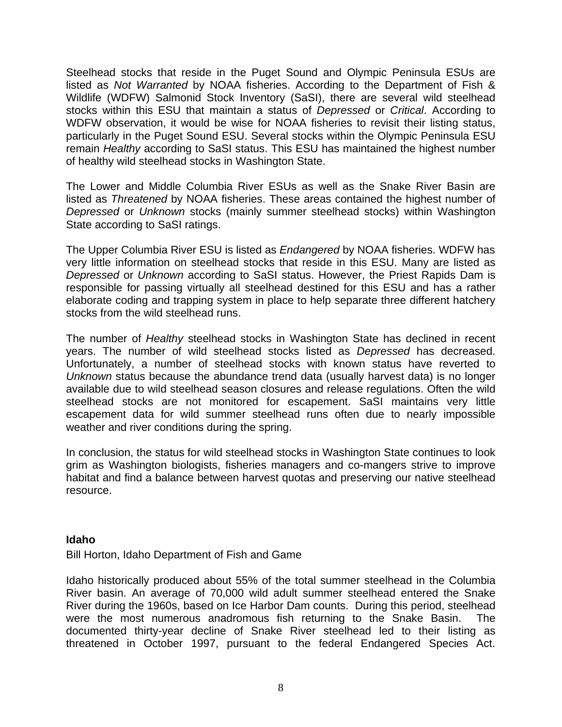Steelhead stocks that reside in the Puget Sound and Olympic Peninsula ESUs are listed as *Not Warranted* by NOAA fisheries. According to the Department of Fish & Wildlife (WDFW) Salmonid Stock Inventory (SaSI), there are several wild steelhead stocks within this ESU that maintain a status of *Depressed* or *Critical*. According to WDFW observation, it would be wise for NOAA fisheries to revisit their listing status, particularly in the Puget Sound ESU. Several stocks within the Olympic Peninsula ESU remain *Healthy* according to SaSI status. This ESU has maintained the highest number of healthy wild steelhead stocks in Washington State.

The Lower and Middle Columbia River ESUs as well as the Snake River Basin are listed as *Threatened* by NOAA fisheries. These areas contained the highest number of *Depressed* or *Unknown* stocks (mainly summer steelhead stocks) within Washington State according to SaSI ratings.

The Upper Columbia River ESU is listed as *Endangered* by NOAA fisheries. WDFW has very little information on steelhead stocks that reside in this ESU. Many are listed as *Depressed* or *Unknown* according to SaSI status. However, the Priest Rapids Dam is responsible for passing virtually all steelhead destined for this ESU and has a rather elaborate coding and trapping system in place to help separate three different hatchery stocks from the wild steelhead runs.

The number of *Healthy* steelhead stocks in Washington State has declined in recent years. The number of wild steelhead stocks listed as *Depressed* has decreased. Unfortunately, a number of steelhead stocks with known status have reverted to *Unknown* status because the abundance trend data (usually harvest data) is no longer available due to wild steelhead season closures and release regulations. Often the wild steelhead stocks are not monitored for escapement. SaSI maintains very little escapement data for wild summer steelhead runs often due to nearly impossible weather and river conditions during the spring.

In conclusion, the status for wild steelhead stocks in Washington State continues to look grim as Washington biologists, fisheries managers and co-mangers strive to improve habitat and find a balance between harvest quotas and preserving our native steelhead resource.

**Idaho**

Bill Horton, Idaho Department of Fish and Game

Idaho historically produced about 55% of the total summer steelhead in the Columbia River basin. An average of 70,000 wild adult summer steelhead entered the Snake River during the 1960s, based on Ice Harbor Dam counts. During this period, steelhead were the most numerous anadromous fish returning to the Snake Basin. The documented thirty-year decline of Snake River steelhead led to their listing as threatened in October 1997, pursuant to the federal Endangered Species Act.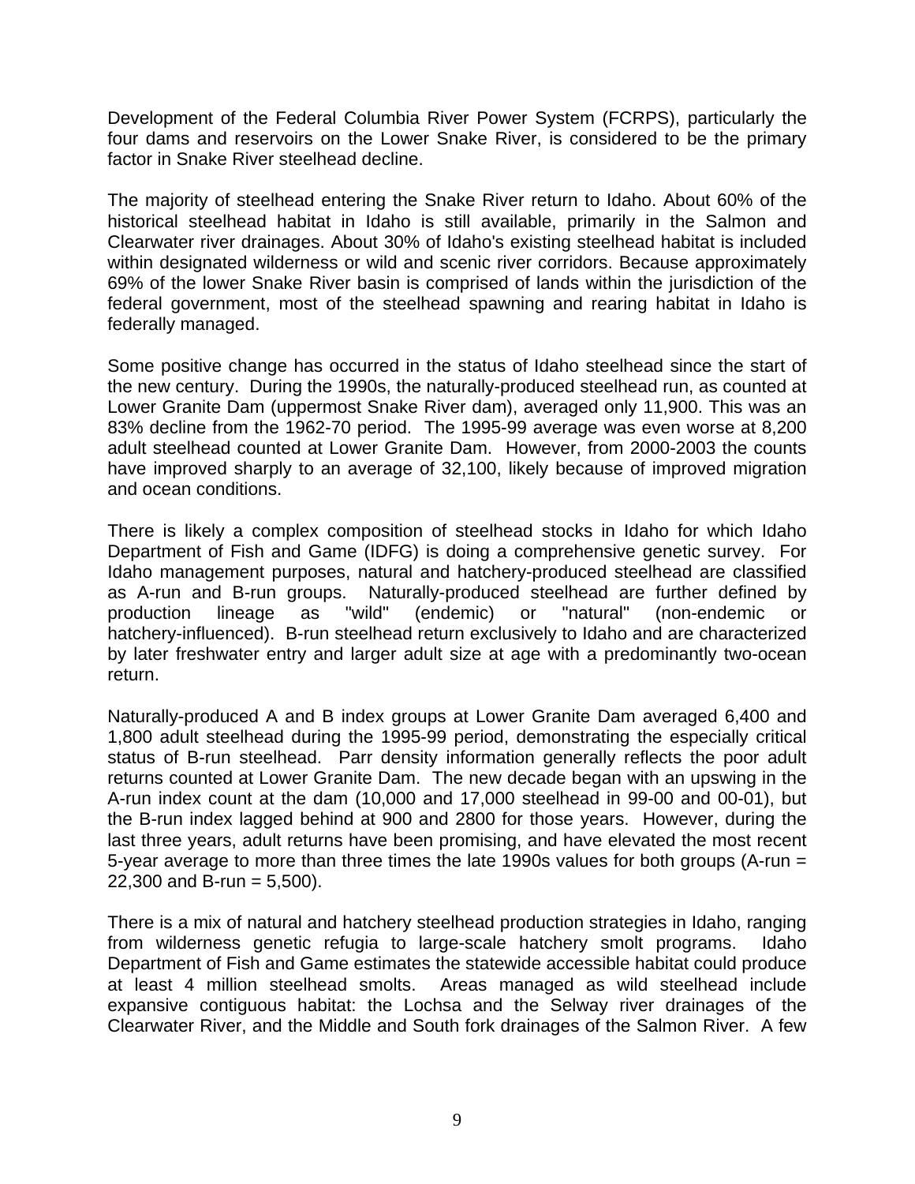Development of the Federal Columbia River Power System (FCRPS), particularly the four dams and reservoirs on the Lower Snake River, is considered to be the primary factor in Snake River steelhead decline.

The majority of steelhead entering the Snake River return to Idaho. About 60% of the historical steelhead habitat in Idaho is still available, primarily in the Salmon and Clearwater river drainages. About 30% of Idaho's existing steelhead habitat is included within designated wilderness or wild and scenic river corridors. Because approximately 69% of the lower Snake River basin is comprised of lands within the jurisdiction of the federal government, most of the steelhead spawning and rearing habitat in Idaho is federally managed.

Some positive change has occurred in the status of Idaho steelhead since the start of the new century. During the 1990s, the naturally-produced steelhead run, as counted at Lower Granite Dam (uppermost Snake River dam), averaged only 11,900. This was an 83% decline from the 1962-70 period. The 1995-99 average was even worse at 8,200 adult steelhead counted at Lower Granite Dam. However, from 2000-2003 the counts have improved sharply to an average of 32,100, likely because of improved migration and ocean conditions.

There is likely a complex composition of steelhead stocks in Idaho for which Idaho Department of Fish and Game (IDFG) is doing a comprehensive genetic survey. For Idaho management purposes, natural and hatchery-produced steelhead are classified as A-run and B-run groups. Naturally-produced steelhead are further defined by production lineage as "wild" (endemic) or "natural" (non-endemic or hatchery-influenced). B-run steelhead return exclusively to Idaho and are characterized by later freshwater entry and larger adult size at age with a predominantly two-ocean return.

Naturally-produced A and B index groups at Lower Granite Dam averaged 6,400 and 1,800 adult steelhead during the 1995-99 period, demonstrating the especially critical status of B-run steelhead. Parr density information generally reflects the poor adult returns counted at Lower Granite Dam. The new decade began with an upswing in the A-run index count at the dam (10,000 and 17,000 steelhead in 99-00 and 00-01), but the B-run index lagged behind at 900 and 2800 for those years. However, during the last three years, adult returns have been promising, and have elevated the most recent 5-year average to more than three times the late 1990s values for both groups (A-run = 22,300 and B-run = 5,500).

There is a mix of natural and hatchery steelhead production strategies in Idaho, ranging from wilderness genetic refugia to large-scale hatchery smolt programs. Idaho Department of Fish and Game estimates the statewide accessible habitat could produce at least 4 million steelhead smolts. Areas managed as wild steelhead include expansive contiguous habitat: the Lochsa and the Selway river drainages of the Clearwater River, and the Middle and South fork drainages of the Salmon River. A few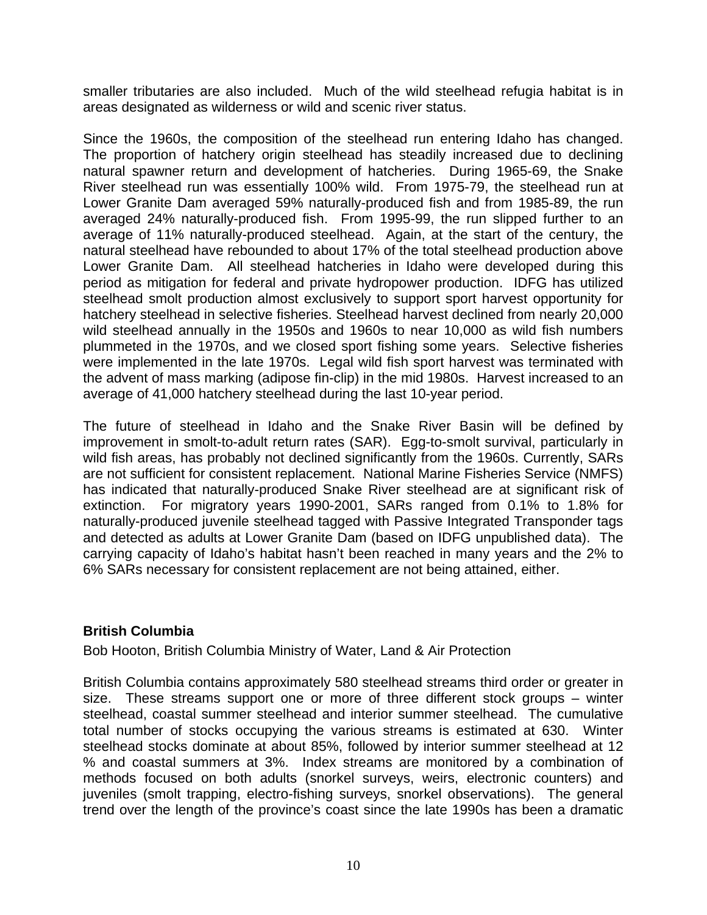smaller tributaries are also included. Much of the wild steelhead refugia habitat is in areas designated as wilderness or wild and scenic river status.

Since the 1960s, the composition of the steelhead run entering Idaho has changed. The proportion of hatchery origin steelhead has steadily increased due to declining natural spawner return and development of hatcheries. During 1965-69, the Snake River steelhead run was essentially 100% wild. From 1975-79, the steelhead run at Lower Granite Dam averaged 59% naturally-produced fish and from 1985-89, the run averaged 24% naturally-produced fish. From 1995-99, the run slipped further to an average of 11% naturally-produced steelhead. Again, at the start of the century, the natural steelhead have rebounded to about 17% of the total steelhead production above Lower Granite Dam. All steelhead hatcheries in Idaho were developed during this period as mitigation for federal and private hydropower production. IDFG has utilized steelhead smolt production almost exclusively to support sport harvest opportunity for hatchery steelhead in selective fisheries. Steelhead harvest declined from nearly 20,000 wild steelhead annually in the 1950s and 1960s to near 10,000 as wild fish numbers plummeted in the 1970s, and we closed sport fishing some years. Selective fisheries were implemented in the late 1970s. Legal wild fish sport harvest was terminated with the advent of mass marking (adipose fin-clip) in the mid 1980s. Harvest increased to an average of 41,000 hatchery steelhead during the last 10-year period.

The future of steelhead in Idaho and the Snake River Basin will be defined by improvement in smolt-to-adult return rates (SAR). Egg-to-smolt survival, particularly in wild fish areas, has probably not declined significantly from the 1960s. Currently, SARs are not sufficient for consistent replacement. National Marine Fisheries Service (NMFS) has indicated that naturally-produced Snake River steelhead are at significant risk of extinction. For migratory years 1990-2001, SARs ranged from 0.1% to 1.8% for naturally-produced juvenile steelhead tagged with Passive Integrated Transponder tags and detected as adults at Lower Granite Dam (based on IDFG unpublished data). The carrying capacity of Idaho's habitat hasn't been reached in many years and the 2% to 6% SARs necessary for consistent replacement are not being attained, either.

**British Columbia**

Bob Hooton, British Columbia Ministry of Water, Land & Air Protection

British Columbia contains approximately 580 steelhead streams third order or greater in size. These streams support one or more of three different stock groups – winter steelhead, coastal summer steelhead and interior summer steelhead. The cumulative total number of stocks occupying the various streams is estimated at 630. Winter steelhead stocks dominate at about 85%, followed by interior summer steelhead at 12 % and coastal summers at 3%. Index streams are monitored by a combination of methods focused on both adults (snorkel surveys, weirs, electronic counters) and juveniles (smolt trapping, electro-fishing surveys, snorkel observations). The general trend over the length of the province's coast since the late 1990s has been a dramatic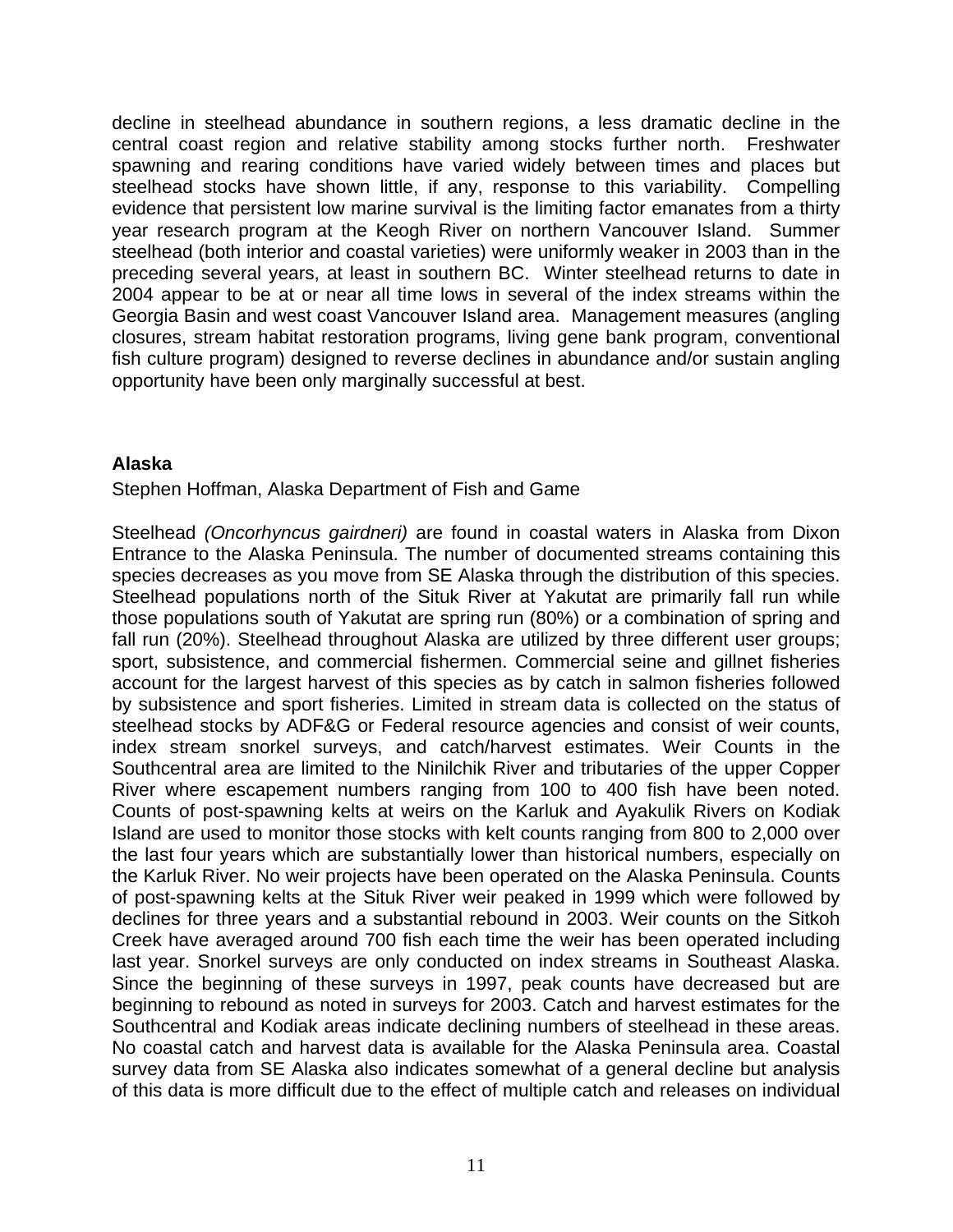decline in steelhead abundance in southern regions, a less dramatic decline in the central coast region and relative stability among stocks further north. Freshwater spawning and rearing conditions have varied widely between times and places but steelhead stocks have shown little, if any, response to this variability. Compelling evidence that persistent low marine survival is the limiting factor emanates from a thirty year research program at the Keogh River on northern Vancouver Island. Summer steelhead (both interior and coastal varieties) were uniformly weaker in 2003 than in the preceding several years, at least in southern BC. Winter steelhead returns to date in 2004 appear to be at or near all time lows in several of the index streams within the Georgia Basin and west coast Vancouver Island area. Management measures (angling closures, stream habitat restoration programs, living gene bank program, conventional fish culture program) designed to reverse declines in abundance and/or sustain angling opportunity have been only marginally successful at best.

**Alaska**

Stephen Hoffman, Alaska Department of Fish and Game

Steelhead *(Oncorhyncus gairdneri)* are found in coastal waters in Alaska from Dixon Entrance to the Alaska Peninsula. The number of documented streams containing this species decreases as you move from SE Alaska through the distribution of this species. Steelhead populations north of the Situk River at Yakutat are primarily fall run while those populations south of Yakutat are spring run (80%) or a combination of spring and fall run (20%). Steelhead throughout Alaska are utilized by three different user groups; sport, subsistence, and commercial fishermen. Commercial seine and gillnet fisheries account for the largest harvest of this species as by catch in salmon fisheries followed by subsistence and sport fisheries. Limited in stream data is collected on the status of steelhead stocks by ADF&G or Federal resource agencies and consist of weir counts, index stream snorkel surveys, and catch/harvest estimates. Weir Counts in the Southcentral area are limited to the Ninilchik River and tributaries of the upper Copper River where escapement numbers ranging from 100 to 400 fish have been noted. Counts of post-spawning kelts at weirs on the Karluk and Ayakulik Rivers on Kodiak Island are used to monitor those stocks with kelt counts ranging from 800 to 2,000 over the last four years which are substantially lower than historical numbers, especially on the Karluk River. No weir projects have been operated on the Alaska Peninsula. Counts of post-spawning kelts at the Situk River weir peaked in 1999 which were followed by declines for three years and a substantial rebound in 2003. Weir counts on the Sitkoh Creek have averaged around 700 fish each time the weir has been operated including last year. Snorkel surveys are only conducted on index streams in Southeast Alaska. Since the beginning of these surveys in 1997, peak counts have decreased but are beginning to rebound as noted in surveys for 2003. Catch and harvest estimates for the Southcentral and Kodiak areas indicate declining numbers of steelhead in these areas. No coastal catch and harvest data is available for the Alaska Peninsula area. Coastal survey data from SE Alaska also indicates somewhat of a general decline but analysis of this data is more difficult due to the effect of multiple catch and releases on individual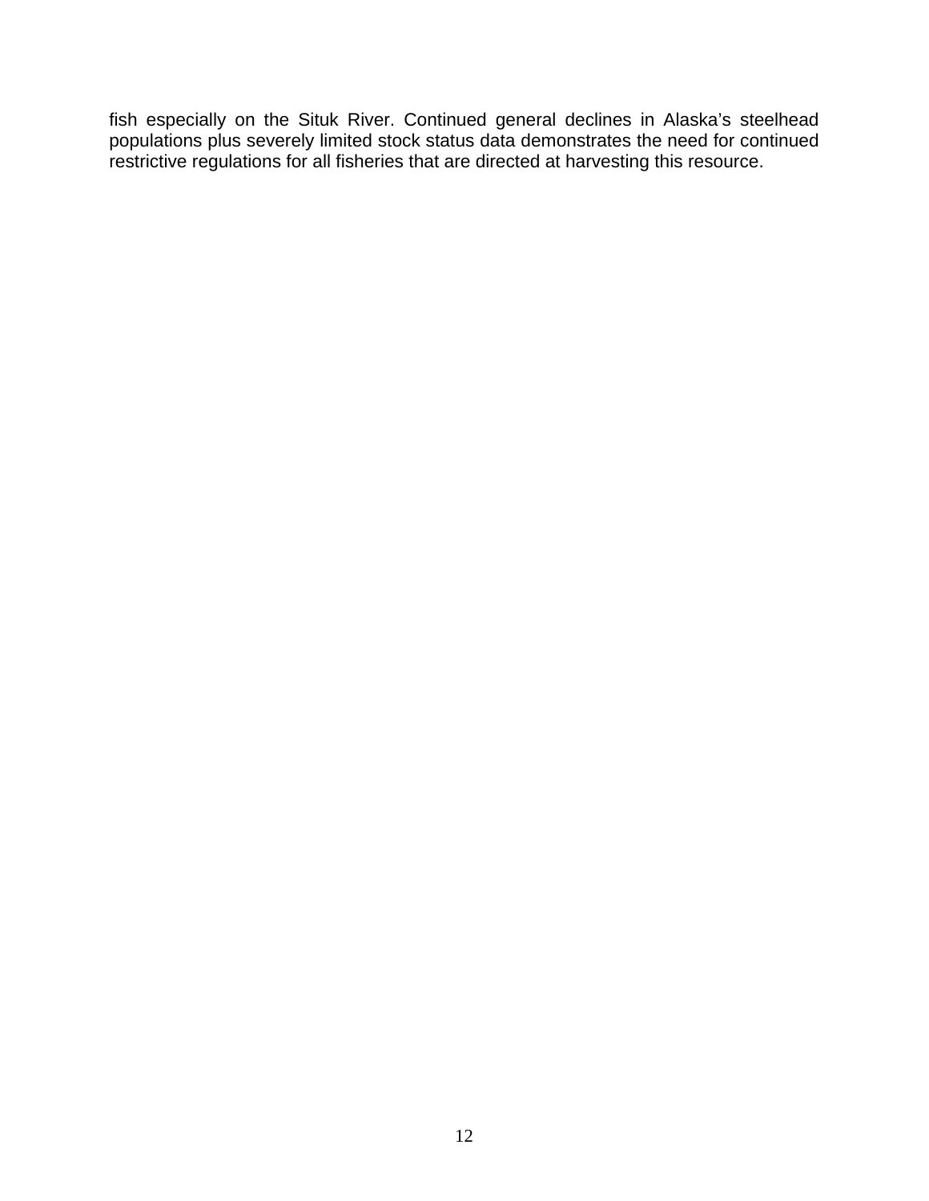fish especially on the Situk River. Continued general declines in Alaska's steelhead populations plus severely limited stock status data demonstrates the need for continued restrictive regulations for all fisheries that are directed at harvesting this resource.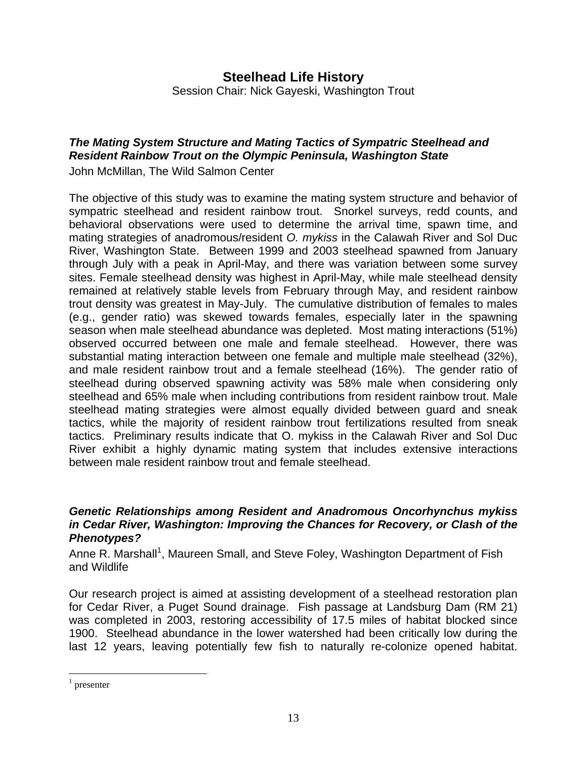## Steelhead Life History

Session Chair: Nick Gayeski, Washington Trout

### *The Mating System Structure and Mating Tactics of Sympatric Steelhead and Resident Rainbow Trout on the Olympic Peninsula, Washington State*

John McMillan, The Wild Salmon Center

The objective of this study was to examine the mating system structure and behavior of sympatric steelhead and resident rainbow trout. Snorkel surveys, redd counts, and behavioral observations were used to determine the arrival time, spawn time, and mating strategies of anadromous/resident *O. mykiss* in the Calawah River and Sol Duc River, Washington State. Between 1999 and 2003 steelhead spawned from January through July with a peak in April-May, and there was variation between some survey sites. Female steelhead density was highest in April-May, while male steelhead density remained at relatively stable levels from February through May, and resident rainbow trout density was greatest in May-July. The cumulative distribution of females to males (e.g., gender ratio) was skewed towards females, especially later in the spawning season when male steelhead abundance was depleted. Most mating interactions (51%) observed occurred between one male and female steelhead. However, there was substantial mating interaction between one female and multiple male steelhead (32%), and male resident rainbow trout and a female steelhead (16%). The gender ratio of steelhead during observed spawning activity was 58% male when considering only steelhead and 65% male when including contributions from resident rainbow trout. Male steelhead mating strategies were almost equally divided between guard and sneak tactics, while the majority of resident rainbow trout fertilizations resulted from sneak tactics. Preliminary results indicate that O. mykiss in the Calawah River and Sol Duc River exhibit a highly dynamic mating system that includes extensive interactions between male resident rainbow trout and female steelhead.

### *Genetic Relationships among Resident and Anadromous Oncorhynchus mykiss in Cedar River, Washington: Improving the Chances for Recovery, or Clash of the Phenotypes?*

Anne R. Marshall[1], Maureen Small, and Steve Foley, Washington Department of Fish and Wildlife

Our research project is aimed at assisting development of a steelhead restoration plan for Cedar River, a Puget Sound drainage. Fish passage at Landsburg Dam (RM 21) was completed in 2003, restoring accessibility of 17.5 miles of habitat blocked since 1900. Steelhead abundance in the lower watershed had been critically low during the last 12 years, leaving potentially few fish to naturally re-colonize opened habitat.

[1] presenter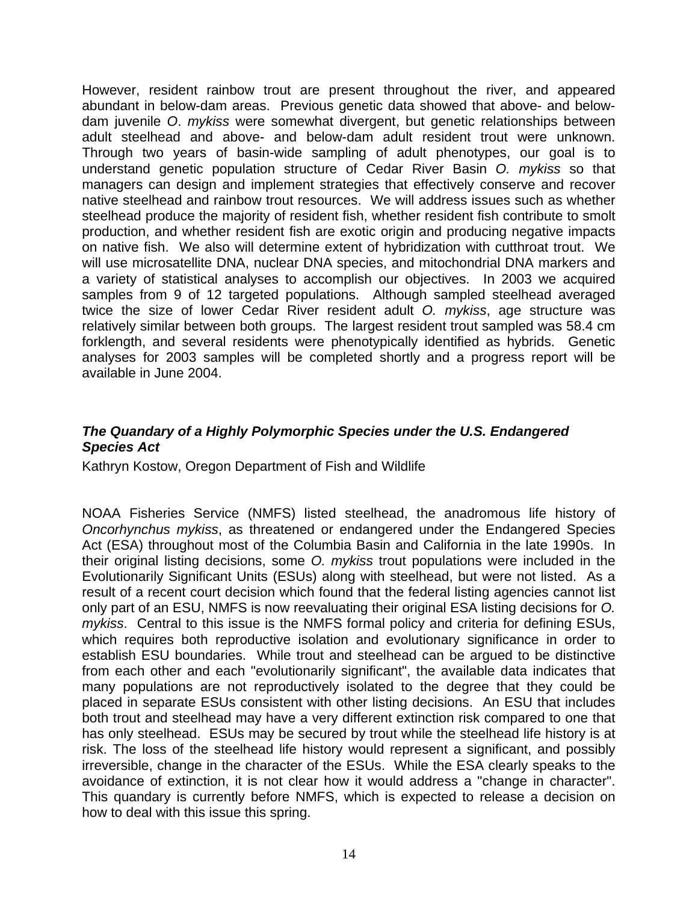However, resident rainbow trout are present throughout the river, and appeared abundant in below-dam areas. Previous genetic data showed that above- and below-dam juvenile *O. mykiss* were somewhat divergent, but genetic relationships between adult steelhead and above- and below-dam adult resident trout were unknown. Through two years of basin-wide sampling of adult phenotypes, our goal is to understand genetic population structure of Cedar River Basin *O. mykiss* so that managers can design and implement strategies that effectively conserve and recover native steelhead and rainbow trout resources. We will address issues such as whether steelhead produce the majority of resident fish, whether resident fish contribute to smolt production, and whether resident fish are exotic origin and producing negative impacts on native fish. We also will determine extent of hybridization with cutthroat trout. We will use microsatellite DNA, nuclear DNA species, and mitochondrial DNA markers and a variety of statistical analyses to accomplish our objectives. In 2003 we acquired samples from 9 of 12 targeted populations. Although sampled steelhead averaged twice the size of lower Cedar River resident adult *O. mykiss*, age structure was relatively similar between both groups. The largest resident trout sampled was 58.4 cm forklength, and several residents were phenotypically identified as hybrids. Genetic analyses for 2003 samples will be completed shortly and a progress report will be available in June 2004.

### *The Quandary of a Highly Polymorphic Species under the U.S. Endangered Species Act*

Kathryn Kostow, Oregon Department of Fish and Wildlife

NOAA Fisheries Service (NMFS) listed steelhead, the anadromous life history of *Oncorhynchus mykiss*, as threatened or endangered under the Endangered Species Act (ESA) throughout most of the Columbia Basin and California in the late 1990s. In their original listing decisions, some *O. mykiss* trout populations were included in the Evolutionarily Significant Units (ESUs) along with steelhead, but were not listed. As a result of a recent court decision which found that the federal listing agencies cannot list only part of an ESU, NMFS is now reevaluating their original ESA listing decisions for *O. mykiss*. Central to this issue is the NMFS formal policy and criteria for defining ESUs, which requires both reproductive isolation and evolutionary significance in order to establish ESU boundaries. While trout and steelhead can be argued to be distinctive from each other and each "evolutionarily significant", the available data indicates that many populations are not reproductively isolated to the degree that they could be placed in separate ESUs consistent with other listing decisions. An ESU that includes both trout and steelhead may have a very different extinction risk compared to one that has only steelhead. ESUs may be secured by trout while the steelhead life history is at risk. The loss of the steelhead life history would represent a significant, and possibly irreversible, change in the character of the ESUs. While the ESA clearly speaks to the avoidance of extinction, it is not clear how it would address a "change in character". This quandary is currently before NMFS, which is expected to release a decision on how to deal with this issue this spring.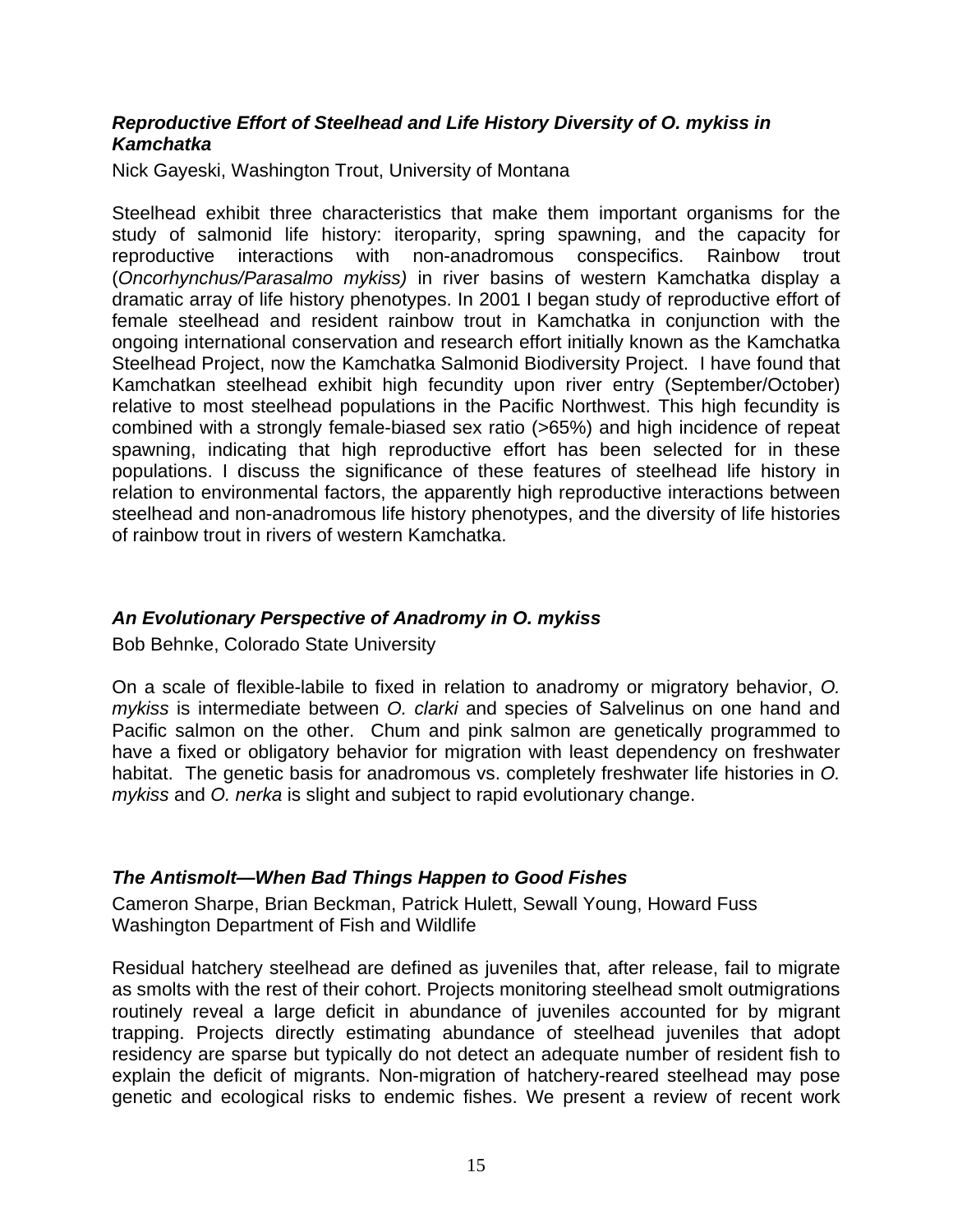### *Reproductive Effort of Steelhead and Life History Diversity of O. mykiss in Kamchatka*

Nick Gayeski, Washington Trout, University of Montana

Steelhead exhibit three characteristics that make them important organisms for the study of salmonid life history: iteroparity, spring spawning, and the capacity for reproductive interactions with non-anadromous conspecifics. Rainbow trout (*Oncorhynchus/Parasalmo mykiss)* in river basins of western Kamchatka display a dramatic array of life history phenotypes. In 2001 I began study of reproductive effort of female steelhead and resident rainbow trout in Kamchatka in conjunction with the ongoing international conservation and research effort initially known as the Kamchatka Steelhead Project, now the Kamchatka Salmonid Biodiversity Project. I have found that Kamchatkan steelhead exhibit high fecundity upon river entry (September/October) relative to most steelhead populations in the Pacific Northwest. This high fecundity is combined with a strongly female-biased sex ratio (>65%) and high incidence of repeat spawning, indicating that high reproductive effort has been selected for in these populations. I discuss the significance of these features of steelhead life history in relation to environmental factors, the apparently high reproductive interactions between steelhead and non-anadromous life history phenotypes, and the diversity of life histories of rainbow trout in rivers of western Kamchatka.

### *An Evolutionary Perspective of Anadromy in O. mykiss*

Bob Behnke, Colorado State University

On a scale of flexible-labile to fixed in relation to anadromy or migratory behavior, *O. mykiss* is intermediate between *O. clarki* and species of Salvelinus on one hand and Pacific salmon on the other. Chum and pink salmon are genetically programmed to have a fixed or obligatory behavior for migration with least dependency on freshwater habitat. The genetic basis for anadromous vs. completely freshwater life histories in *O. mykiss* and *O. nerka* is slight and subject to rapid evolutionary change.

### *The Antismolt—When Bad Things Happen to Good Fishes*

Cameron Sharpe, Brian Beckman, Patrick Hulett, Sewall Young, Howard Fuss
Washington Department of Fish and Wildlife

Residual hatchery steelhead are defined as juveniles that, after release, fail to migrate as smolts with the rest of their cohort. Projects monitoring steelhead smolt outmigrations routinely reveal a large deficit in abundance of juveniles accounted for by migrant trapping. Projects directly estimating abundance of steelhead juveniles that adopt residency are sparse but typically do not detect an adequate number of resident fish to explain the deficit of migrants. Non-migration of hatchery-reared steelhead may pose genetic and ecological risks to endemic fishes. We present a review of recent work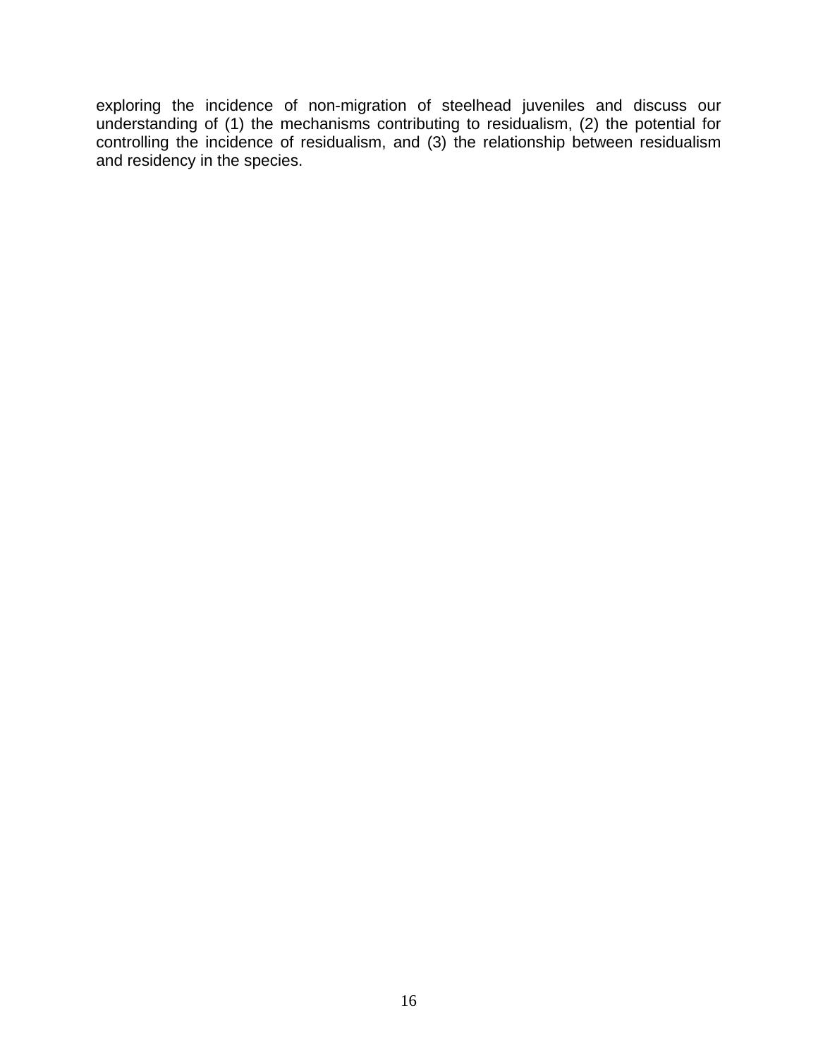exploring the incidence of non-migration of steelhead juveniles and discuss our understanding of (1) the mechanisms contributing to residualism, (2) the potential for controlling the incidence of residualism, and (3) the relationship between residualism and residency in the species.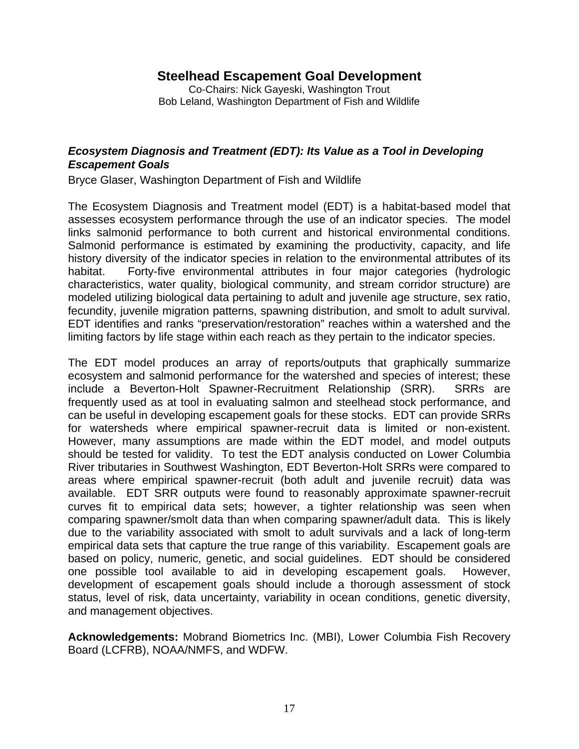## Steelhead Escapement Goal Development

Co-Chairs: Nick Gayeski, Washington Trout
Bob Leland, Washington Department of Fish and Wildlife

### *Ecosystem Diagnosis and Treatment (EDT): Its Value as a Tool in Developing Escapement Goals*

Bryce Glaser, Washington Department of Fish and Wildlife

The Ecosystem Diagnosis and Treatment model (EDT) is a habitat-based model that assesses ecosystem performance through the use of an indicator species. The model links salmonid performance to both current and historical environmental conditions. Salmonid performance is estimated by examining the productivity, capacity, and life history diversity of the indicator species in relation to the environmental attributes of its habitat. Forty-five environmental attributes in four major categories (hydrologic characteristics, water quality, biological community, and stream corridor structure) are modeled utilizing biological data pertaining to adult and juvenile age structure, sex ratio, fecundity, juvenile migration patterns, spawning distribution, and smolt to adult survival. EDT identifies and ranks "preservation/restoration" reaches within a watershed and the limiting factors by life stage within each reach as they pertain to the indicator species.

The EDT model produces an array of reports/outputs that graphically summarize ecosystem and salmonid performance for the watershed and species of interest; these include a Beverton-Holt Spawner-Recruitment Relationship (SRR). SRRs are frequently used as at tool in evaluating salmon and steelhead stock performance, and can be useful in developing escapement goals for these stocks. EDT can provide SRRs for watersheds where empirical spawner-recruit data is limited or non-existent. However, many assumptions are made within the EDT model, and model outputs should be tested for validity. To test the EDT analysis conducted on Lower Columbia River tributaries in Southwest Washington, EDT Beverton-Holt SRRs were compared to areas where empirical spawner-recruit (both adult and juvenile recruit) data was available. EDT SRR outputs were found to reasonably approximate spawner-recruit curves fit to empirical data sets; however, a tighter relationship was seen when comparing spawner/smolt data than when comparing spawner/adult data. This is likely due to the variability associated with smolt to adult survivals and a lack of long-term empirical data sets that capture the true range of this variability. Escapement goals are based on policy, numeric, genetic, and social guidelines. EDT should be considered one possible tool available to aid in developing escapement goals. However, development of escapement goals should include a thorough assessment of stock status, level of risk, data uncertainty, variability in ocean conditions, genetic diversity, and management objectives.

**Acknowledgements:** Mobrand Biometrics Inc. (MBI), Lower Columbia Fish Recovery Board (LCFRB), NOAA/NMFS, and WDFW.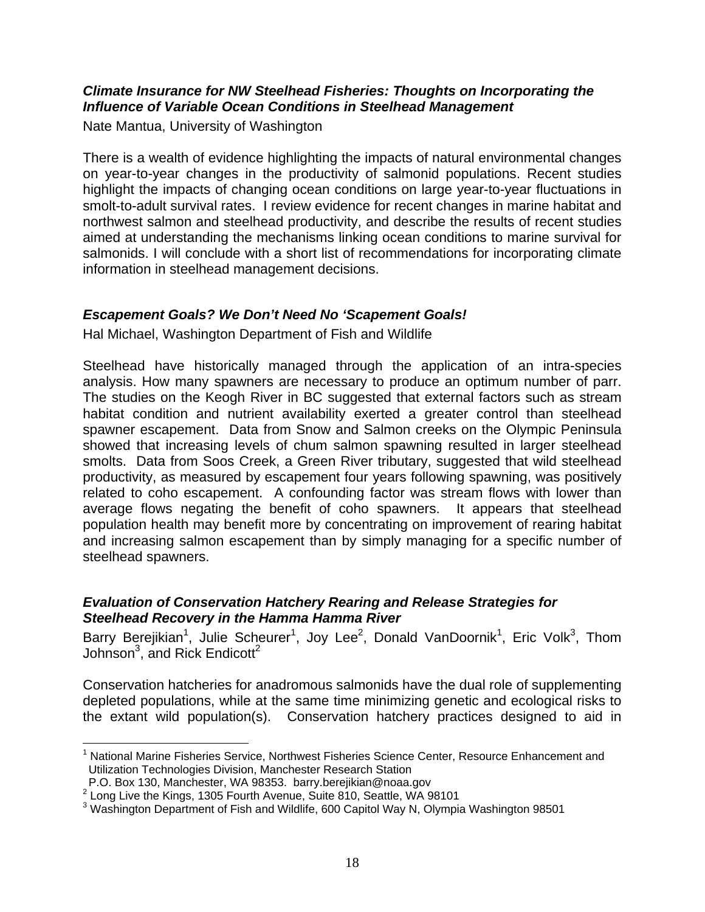### *Climate Insurance for NW Steelhead Fisheries: Thoughts on Incorporating the Influence of Variable Ocean Conditions in Steelhead Management*

Nate Mantua, University of Washington

There is a wealth of evidence highlighting the impacts of natural environmental changes on year-to-year changes in the productivity of salmonid populations. Recent studies highlight the impacts of changing ocean conditions on large year-to-year fluctuations in smolt-to-adult survival rates. I review evidence for recent changes in marine habitat and northwest salmon and steelhead productivity, and describe the results of recent studies aimed at understanding the mechanisms linking ocean conditions to marine survival for salmonids. I will conclude with a short list of recommendations for incorporating climate information in steelhead management decisions.

### *Escapement Goals? We Don't Need No 'Scapement Goals!*

Hal Michael, Washington Department of Fish and Wildlife

Steelhead have historically managed through the application of an intra-species analysis. How many spawners are necessary to produce an optimum number of parr. The studies on the Keogh River in BC suggested that external factors such as stream habitat condition and nutrient availability exerted a greater control than steelhead spawner escapement. Data from Snow and Salmon creeks on the Olympic Peninsula showed that increasing levels of chum salmon spawning resulted in larger steelhead smolts. Data from Soos Creek, a Green River tributary, suggested that wild steelhead productivity, as measured by escapement four years following spawning, was positively related to coho escapement. A confounding factor was stream flows with lower than average flows negating the benefit of coho spawners. It appears that steelhead population health may benefit more by concentrating on improvement of rearing habitat and increasing salmon escapement than by simply managing for a specific number of steelhead spawners.

### *Evaluation of Conservation Hatchery Rearing and Release Strategies for Steelhead Recovery in the Hamma Hamma River*

Barry Berejikian[1], Julie Scheurer[1], Joy Lee[2], Donald VanDoornik[1], Eric Volk[3], Thom Johnson[3], and Rick Endicott[2]

Conservation hatcheries for anadromous salmonids have the dual role of supplementing depleted populations, while at the same time minimizing genetic and ecological risks to the extant wild population(s). Conservation hatchery practices designed to aid in

---

[1] National Marine Fisheries Service, Northwest Fisheries Science Center, Resource Enhancement and Utilization Technologies Division, Manchester Research Station
P.O. Box 130, Manchester, WA 98353. barry.berejikian@noaa.gov

[2] Long Live the Kings, 1305 Fourth Avenue, Suite 810, Seattle, WA 98101

[3] Washington Department of Fish and Wildlife, 600 Capitol Way N, Olympia Washington 98501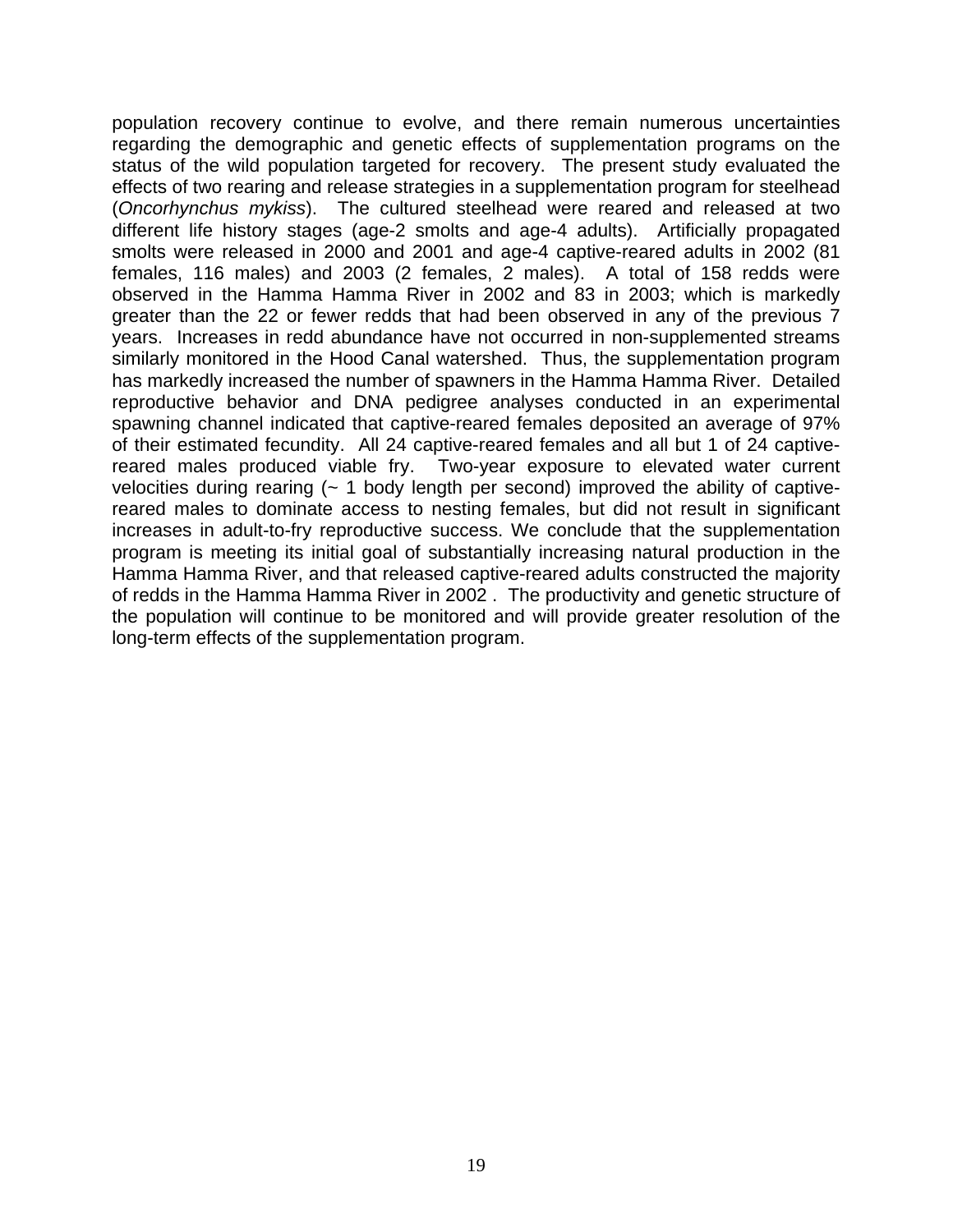population recovery continue to evolve, and there remain numerous uncertainties regarding the demographic and genetic effects of supplementation programs on the status of the wild population targeted for recovery. The present study evaluated the effects of two rearing and release strategies in a supplementation program for steelhead (*Oncorhynchus mykiss*). The cultured steelhead were reared and released at two different life history stages (age-2 smolts and age-4 adults). Artificially propagated smolts were released in 2000 and 2001 and age-4 captive-reared adults in 2002 (81 females, 116 males) and 2003 (2 females, 2 males). A total of 158 redds were observed in the Hamma Hamma River in 2002 and 83 in 2003; which is markedly greater than the 22 or fewer redds that had been observed in any of the previous 7 years. Increases in redd abundance have not occurred in non-supplemented streams similarly monitored in the Hood Canal watershed. Thus, the supplementation program has markedly increased the number of spawners in the Hamma Hamma River. Detailed reproductive behavior and DNA pedigree analyses conducted in an experimental spawning channel indicated that captive-reared females deposited an average of 97% of their estimated fecundity. All 24 captive-reared females and all but 1 of 24 captive-reared males produced viable fry. Two-year exposure to elevated water current velocities during rearing (~ 1 body length per second) improved the ability of captive-reared males to dominate access to nesting females, but did not result in significant increases in adult-to-fry reproductive success. We conclude that the supplementation program is meeting its initial goal of substantially increasing natural production in the Hamma Hamma River, and that released captive-reared adults constructed the majority of redds in the Hamma Hamma River in 2002 . The productivity and genetic structure of the population will continue to be monitored and will provide greater resolution of the long-term effects of the supplementation program.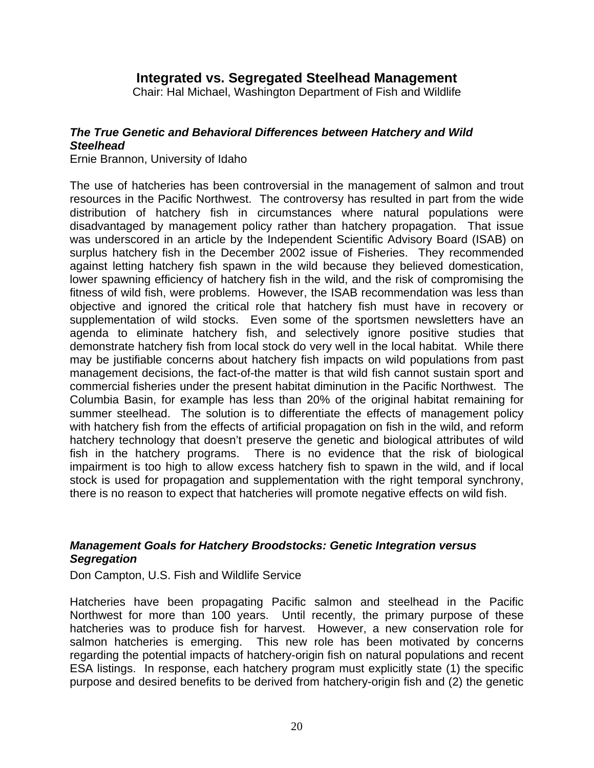## Integrated vs. Segregated Steelhead Management

Chair: Hal Michael, Washington Department of Fish and Wildlife

### *The True Genetic and Behavioral Differences between Hatchery and Wild Steelhead*

Ernie Brannon, University of Idaho

The use of hatcheries has been controversial in the management of salmon and trout resources in the Pacific Northwest. The controversy has resulted in part from the wide distribution of hatchery fish in circumstances where natural populations were disadvantaged by management policy rather than hatchery propagation. That issue was underscored in an article by the Independent Scientific Advisory Board (ISAB) on surplus hatchery fish in the December 2002 issue of Fisheries. They recommended against letting hatchery fish spawn in the wild because they believed domestication, lower spawning efficiency of hatchery fish in the wild, and the risk of compromising the fitness of wild fish, were problems. However, the ISAB recommendation was less than objective and ignored the critical role that hatchery fish must have in recovery or supplementation of wild stocks. Even some of the sportsmen newsletters have an agenda to eliminate hatchery fish, and selectively ignore positive studies that demonstrate hatchery fish from local stock do very well in the local habitat. While there may be justifiable concerns about hatchery fish impacts on wild populations from past management decisions, the fact-of-the matter is that wild fish cannot sustain sport and commercial fisheries under the present habitat diminution in the Pacific Northwest. The Columbia Basin, for example has less than 20% of the original habitat remaining for summer steelhead. The solution is to differentiate the effects of management policy with hatchery fish from the effects of artificial propagation on fish in the wild, and reform hatchery technology that doesn't preserve the genetic and biological attributes of wild fish in the hatchery programs. There is no evidence that the risk of biological impairment is too high to allow excess hatchery fish to spawn in the wild, and if local stock is used for propagation and supplementation with the right temporal synchrony, there is no reason to expect that hatcheries will promote negative effects on wild fish.

### *Management Goals for Hatchery Broodstocks: Genetic Integration versus Segregation*

Don Campton, U.S. Fish and Wildlife Service

Hatcheries have been propagating Pacific salmon and steelhead in the Pacific Northwest for more than 100 years. Until recently, the primary purpose of these hatcheries was to produce fish for harvest. However, a new conservation role for salmon hatcheries is emerging. This new role has been motivated by concerns regarding the potential impacts of hatchery-origin fish on natural populations and recent ESA listings. In response, each hatchery program must explicitly state (1) the specific purpose and desired benefits to be derived from hatchery-origin fish and (2) the genetic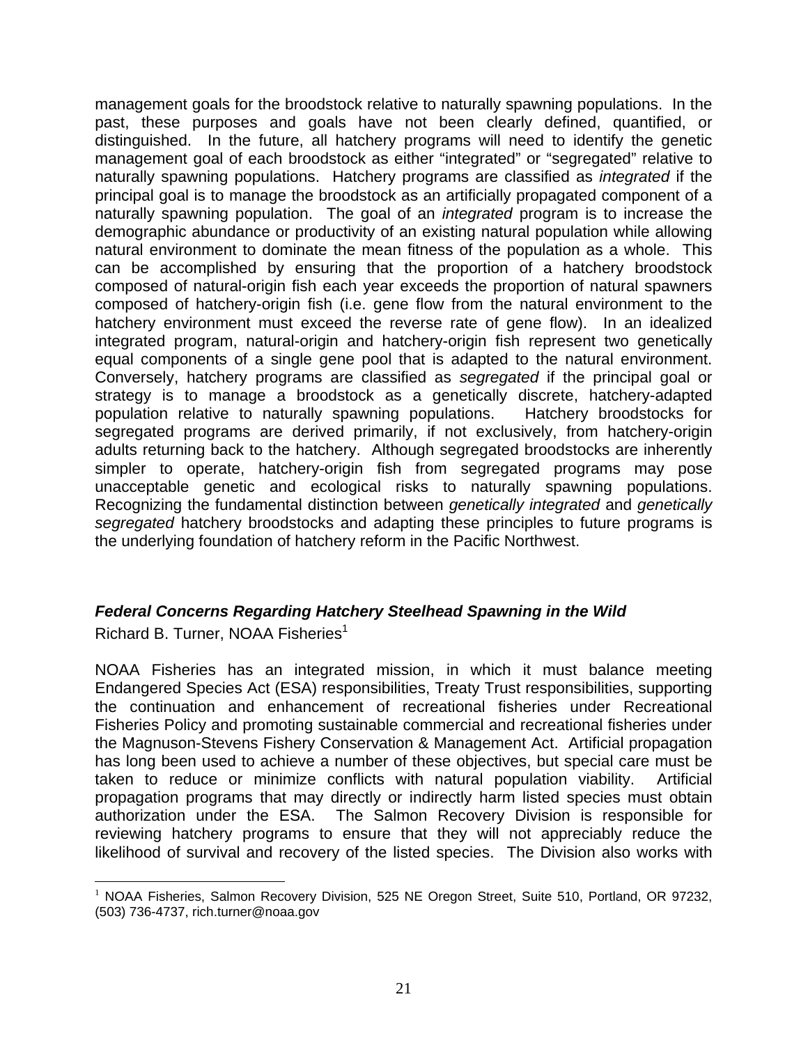management goals for the broodstock relative to naturally spawning populations. In the past, these purposes and goals have not been clearly defined, quantified, or distinguished. In the future, all hatchery programs will need to identify the genetic management goal of each broodstock as either "integrated" or "segregated" relative to naturally spawning populations. Hatchery programs are classified as *integrated* if the principal goal is to manage the broodstock as an artificially propagated component of a naturally spawning population. The goal of an *integrated* program is to increase the demographic abundance or productivity of an existing natural population while allowing natural environment to dominate the mean fitness of the population as a whole. This can be accomplished by ensuring that the proportion of a hatchery broodstock composed of natural-origin fish each year exceeds the proportion of natural spawners composed of hatchery-origin fish (i.e. gene flow from the natural environment to the hatchery environment must exceed the reverse rate of gene flow). In an idealized integrated program, natural-origin and hatchery-origin fish represent two genetically equal components of a single gene pool that is adapted to the natural environment. Conversely, hatchery programs are classified as *segregated* if the principal goal or strategy is to manage a broodstock as a genetically discrete, hatchery-adapted population relative to naturally spawning populations. Hatchery broodstocks for segregated programs are derived primarily, if not exclusively, from hatchery-origin adults returning back to the hatchery. Although segregated broodstocks are inherently simpler to operate, hatchery-origin fish from segregated programs may pose unacceptable genetic and ecological risks to naturally spawning populations. Recognizing the fundamental distinction between *genetically integrated* and *genetically segregated* hatchery broodstocks and adapting these principles to future programs is the underlying foundation of hatchery reform in the Pacific Northwest.

### ***Federal Concerns Regarding Hatchery Steelhead Spawning in the Wild***

Richard B. Turner, NOAA Fisheries[1]

NOAA Fisheries has an integrated mission, in which it must balance meeting Endangered Species Act (ESA) responsibilities, Treaty Trust responsibilities, supporting the continuation and enhancement of recreational fisheries under Recreational Fisheries Policy and promoting sustainable commercial and recreational fisheries under the Magnuson-Stevens Fishery Conservation & Management Act. Artificial propagation has long been used to achieve a number of these objectives, but special care must be taken to reduce or minimize conflicts with natural population viability. Artificial propagation programs that may directly or indirectly harm listed species must obtain authorization under the ESA. The Salmon Recovery Division is responsible for reviewing hatchery programs to ensure that they will not appreciably reduce the likelihood of survival and recovery of the listed species. The Division also works with

[1] NOAA Fisheries, Salmon Recovery Division, 525 NE Oregon Street, Suite 510, Portland, OR 97232, (503) 736-4737, rich.turner@noaa.gov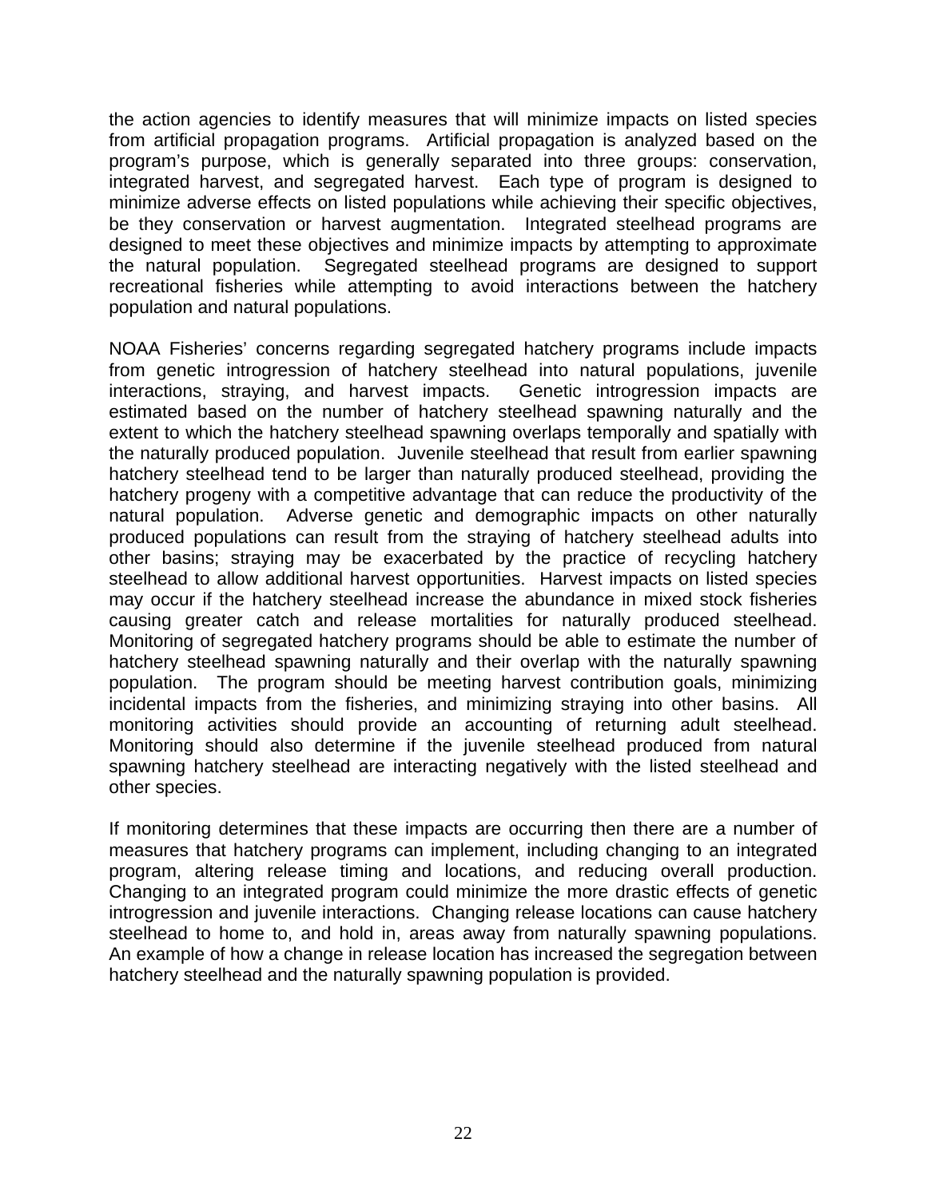the action agencies to identify measures that will minimize impacts on listed species from artificial propagation programs. Artificial propagation is analyzed based on the program's purpose, which is generally separated into three groups: conservation, integrated harvest, and segregated harvest. Each type of program is designed to minimize adverse effects on listed populations while achieving their specific objectives, be they conservation or harvest augmentation. Integrated steelhead programs are designed to meet these objectives and minimize impacts by attempting to approximate the natural population. Segregated steelhead programs are designed to support recreational fisheries while attempting to avoid interactions between the hatchery population and natural populations.

NOAA Fisheries' concerns regarding segregated hatchery programs include impacts from genetic introgression of hatchery steelhead into natural populations, juvenile interactions, straying, and harvest impacts. Genetic introgression impacts are estimated based on the number of hatchery steelhead spawning naturally and the extent to which the hatchery steelhead spawning overlaps temporally and spatially with the naturally produced population. Juvenile steelhead that result from earlier spawning hatchery steelhead tend to be larger than naturally produced steelhead, providing the hatchery progeny with a competitive advantage that can reduce the productivity of the natural population. Adverse genetic and demographic impacts on other naturally produced populations can result from the straying of hatchery steelhead adults into other basins; straying may be exacerbated by the practice of recycling hatchery steelhead to allow additional harvest opportunities. Harvest impacts on listed species may occur if the hatchery steelhead increase the abundance in mixed stock fisheries causing greater catch and release mortalities for naturally produced steelhead. Monitoring of segregated hatchery programs should be able to estimate the number of hatchery steelhead spawning naturally and their overlap with the naturally spawning population. The program should be meeting harvest contribution goals, minimizing incidental impacts from the fisheries, and minimizing straying into other basins. All monitoring activities should provide an accounting of returning adult steelhead. Monitoring should also determine if the juvenile steelhead produced from natural spawning hatchery steelhead are interacting negatively with the listed steelhead and other species.

If monitoring determines that these impacts are occurring then there are a number of measures that hatchery programs can implement, including changing to an integrated program, altering release timing and locations, and reducing overall production. Changing to an integrated program could minimize the more drastic effects of genetic introgression and juvenile interactions. Changing release locations can cause hatchery steelhead to home to, and hold in, areas away from naturally spawning populations. An example of how a change in release location has increased the segregation between hatchery steelhead and the naturally spawning population is provided.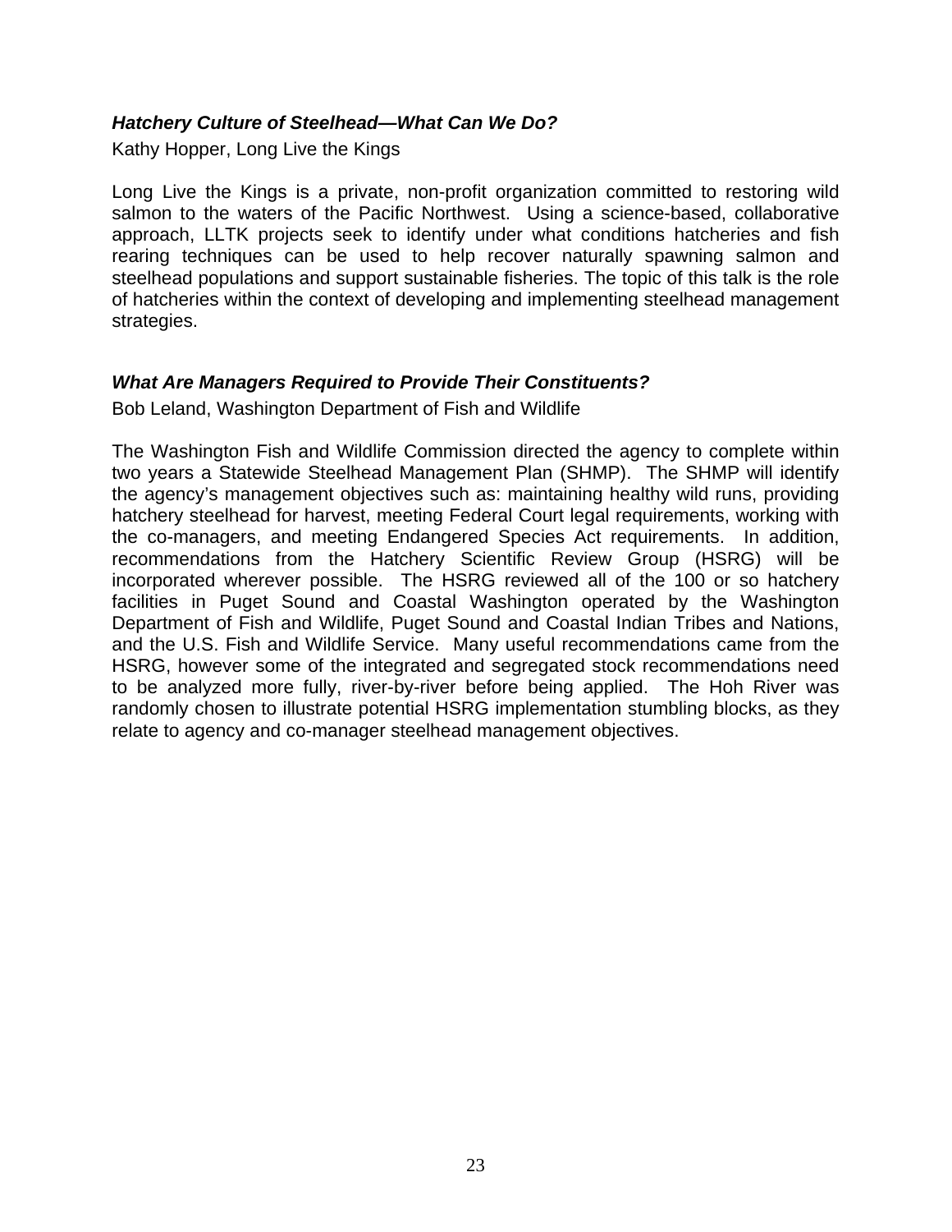### *Hatchery Culture of Steelhead—What Can We Do?*

Kathy Hopper, Long Live the Kings

Long Live the Kings is a private, non-profit organization committed to restoring wild salmon to the waters of the Pacific Northwest. Using a science-based, collaborative approach, LLTK projects seek to identify under what conditions hatcheries and fish rearing techniques can be used to help recover naturally spawning salmon and steelhead populations and support sustainable fisheries. The topic of this talk is the role of hatcheries within the context of developing and implementing steelhead management strategies.

### *What Are Managers Required to Provide Their Constituents?*

Bob Leland, Washington Department of Fish and Wildlife

The Washington Fish and Wildlife Commission directed the agency to complete within two years a Statewide Steelhead Management Plan (SHMP). The SHMP will identify the agency's management objectives such as: maintaining healthy wild runs, providing hatchery steelhead for harvest, meeting Federal Court legal requirements, working with the co-managers, and meeting Endangered Species Act requirements. In addition, recommendations from the Hatchery Scientific Review Group (HSRG) will be incorporated wherever possible. The HSRG reviewed all of the 100 or so hatchery facilities in Puget Sound and Coastal Washington operated by the Washington Department of Fish and Wildlife, Puget Sound and Coastal Indian Tribes and Nations, and the U.S. Fish and Wildlife Service. Many useful recommendations came from the HSRG, however some of the integrated and segregated stock recommendations need to be analyzed more fully, river-by-river before being applied. The Hoh River was randomly chosen to illustrate potential HSRG implementation stumbling blocks, as they relate to agency and co-manager steelhead management objectives.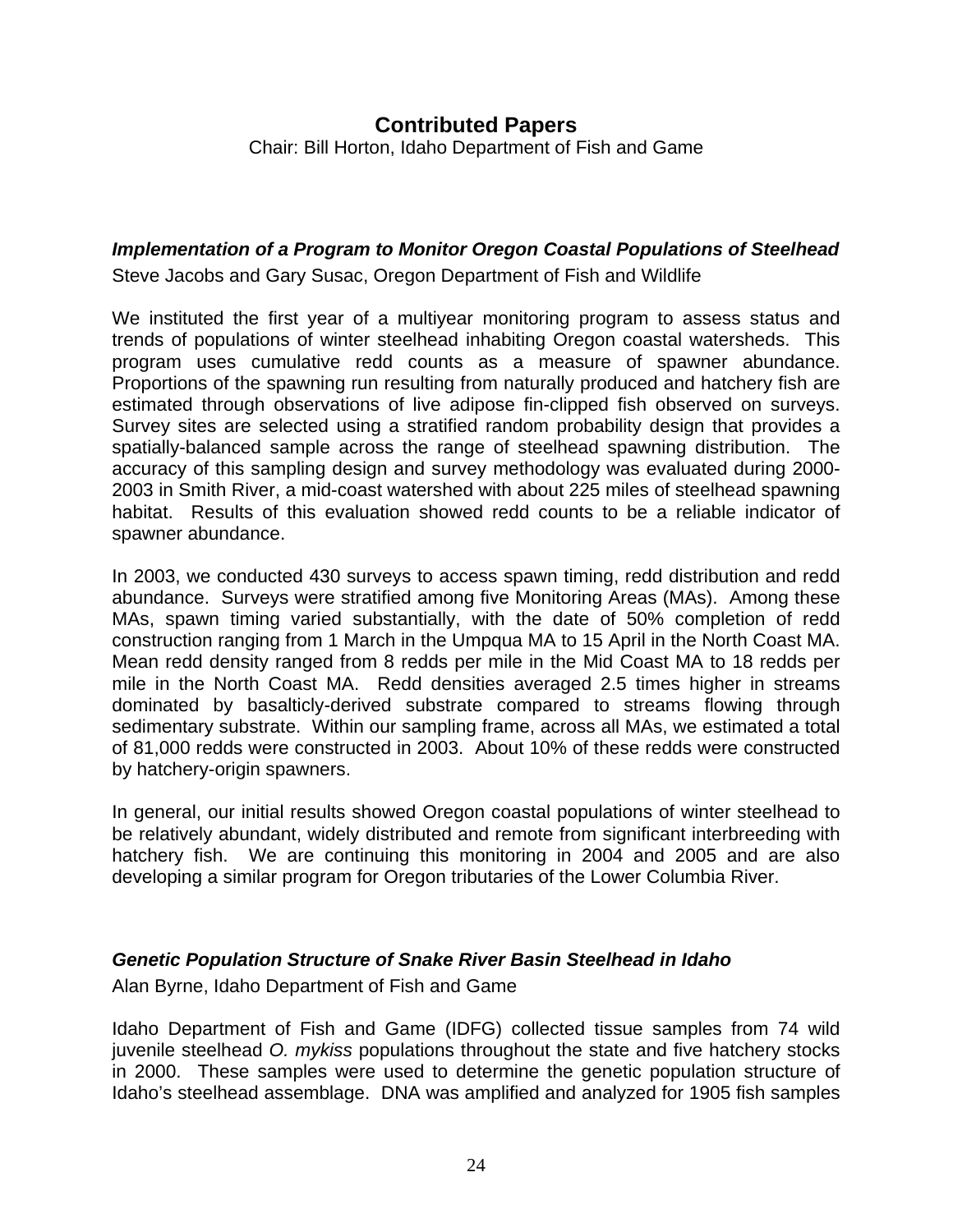## Contributed Papers

Chair: Bill Horton, Idaho Department of Fish and Game

### *Implementation of a Program to Monitor Oregon Coastal Populations of Steelhead*

Steve Jacobs and Gary Susac, Oregon Department of Fish and Wildlife

We instituted the first year of a multiyear monitoring program to assess status and trends of populations of winter steelhead inhabiting Oregon coastal watersheds. This program uses cumulative redd counts as a measure of spawner abundance. Proportions of the spawning run resulting from naturally produced and hatchery fish are estimated through observations of live adipose fin-clipped fish observed on surveys. Survey sites are selected using a stratified random probability design that provides a spatially-balanced sample across the range of steelhead spawning distribution. The accuracy of this sampling design and survey methodology was evaluated during 2000-2003 in Smith River, a mid-coast watershed with about 225 miles of steelhead spawning habitat. Results of this evaluation showed redd counts to be a reliable indicator of spawner abundance.

In 2003, we conducted 430 surveys to access spawn timing, redd distribution and redd abundance. Surveys were stratified among five Monitoring Areas (MAs). Among these MAs, spawn timing varied substantially, with the date of 50% completion of redd construction ranging from 1 March in the Umpqua MA to 15 April in the North Coast MA. Mean redd density ranged from 8 redds per mile in the Mid Coast MA to 18 redds per mile in the North Coast MA. Redd densities averaged 2.5 times higher in streams dominated by basalticly-derived substrate compared to streams flowing through sedimentary substrate. Within our sampling frame, across all MAs, we estimated a total of 81,000 redds were constructed in 2003. About 10% of these redds were constructed by hatchery-origin spawners.

In general, our initial results showed Oregon coastal populations of winter steelhead to be relatively abundant, widely distributed and remote from significant interbreeding with hatchery fish. We are continuing this monitoring in 2004 and 2005 and are also developing a similar program for Oregon tributaries of the Lower Columbia River.

### *Genetic Population Structure of Snake River Basin Steelhead in Idaho*

Alan Byrne, Idaho Department of Fish and Game

Idaho Department of Fish and Game (IDFG) collected tissue samples from 74 wild juvenile steelhead *O. mykiss* populations throughout the state and five hatchery stocks in 2000. These samples were used to determine the genetic population structure of Idaho's steelhead assemblage. DNA was amplified and analyzed for 1905 fish samples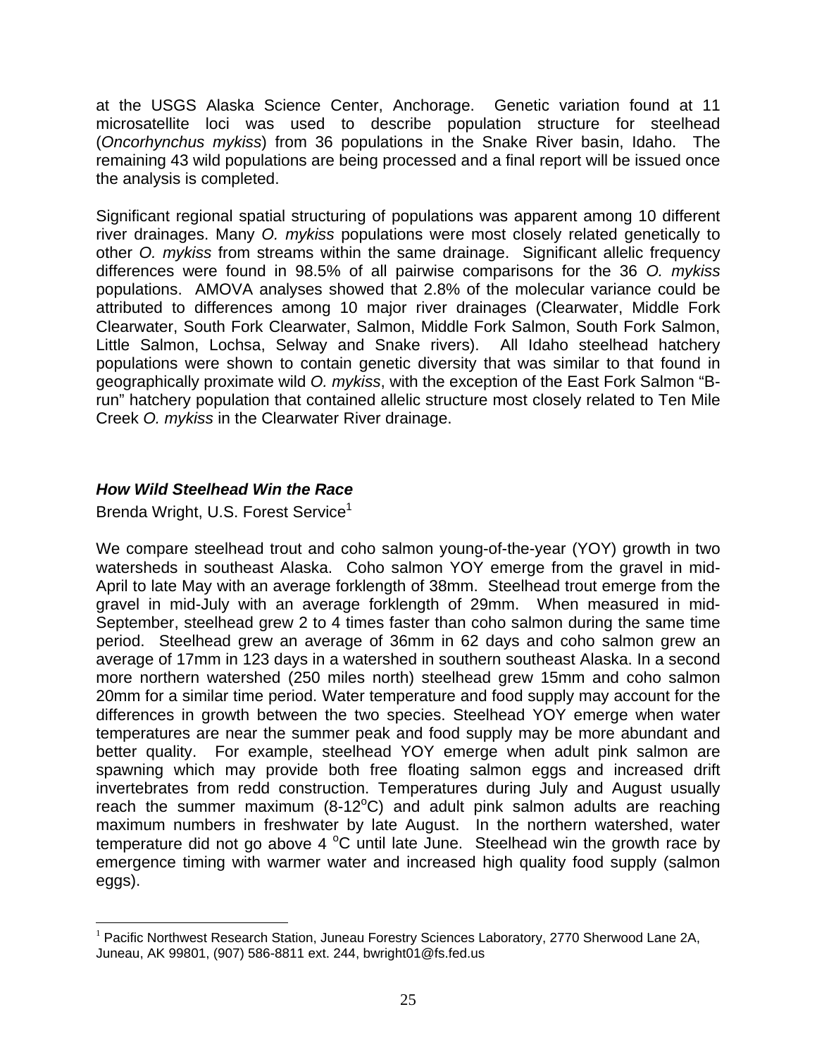at the USGS Alaska Science Center, Anchorage. Genetic variation found at 11 microsatellite loci was used to describe population structure for steelhead (*Oncorhynchus mykiss*) from 36 populations in the Snake River basin, Idaho. The remaining 43 wild populations are being processed and a final report will be issued once the analysis is completed.

Significant regional spatial structuring of populations was apparent among 10 different river drainages. Many *O. mykiss* populations were most closely related genetically to other *O. mykiss* from streams within the same drainage. Significant allelic frequency differences were found in 98.5% of all pairwise comparisons for the 36 *O. mykiss* populations. AMOVA analyses showed that 2.8% of the molecular variance could be attributed to differences among 10 major river drainages (Clearwater, Middle Fork Clearwater, South Fork Clearwater, Salmon, Middle Fork Salmon, South Fork Salmon, Little Salmon, Lochsa, Selway and Snake rivers). All Idaho steelhead hatchery populations were shown to contain genetic diversity that was similar to that found in geographically proximate wild *O. mykiss*, with the exception of the East Fork Salmon "B-run" hatchery population that contained allelic structure most closely related to Ten Mile Creek *O. mykiss* in the Clearwater River drainage.

### *How Wild Steelhead Win the Race*

Brenda Wright, U.S. Forest Service[1]

We compare steelhead trout and coho salmon young-of-the-year (YOY) growth in two watersheds in southeast Alaska. Coho salmon YOY emerge from the gravel in mid-April to late May with an average forklength of 38mm. Steelhead trout emerge from the gravel in mid-July with an average forklength of 29mm. When measured in mid-September, steelhead grew 2 to 4 times faster than coho salmon during the same time period. Steelhead grew an average of 36mm in 62 days and coho salmon grew an average of 17mm in 123 days in a watershed in southern southeast Alaska. In a second more northern watershed (250 miles north) steelhead grew 15mm and coho salmon 20mm for a similar time period. Water temperature and food supply may account for the differences in growth between the two species. Steelhead YOY emerge when water temperatures are near the summer peak and food supply may be more abundant and better quality. For example, steelhead YOY emerge when adult pink salmon are spawning which may provide both free floating salmon eggs and increased drift invertebrates from redd construction. Temperatures during July and August usually reach the summer maximum (8-12$^{o}$C) and adult pink salmon adults are reaching maximum numbers in freshwater by late August. In the northern watershed, water temperature did not go above 4 $^{o}$C until late June. Steelhead win the growth race by emergence timing with warmer water and increased high quality food supply (salmon eggs).

---

[1] Pacific Northwest Research Station, Juneau Forestry Sciences Laboratory, 2770 Sherwood Lane 2A, Juneau, AK 99801, (907) 586-8811 ext. 244, bwright01@fs.fed.us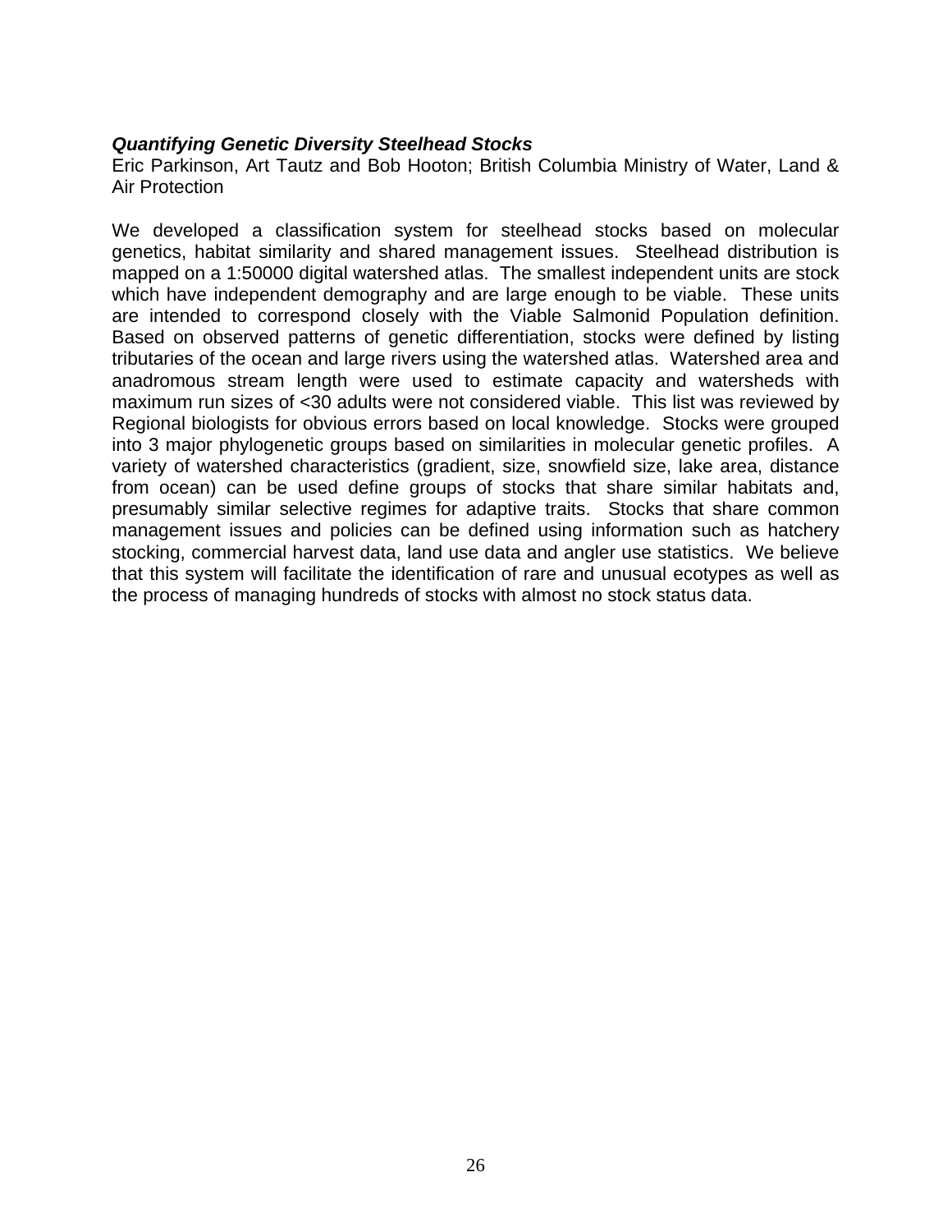***Quantifying Genetic Diversity Steelhead Stocks***

Eric Parkinson, Art Tautz and Bob Hooton; British Columbia Ministry of Water, Land & Air Protection

We developed a classification system for steelhead stocks based on molecular genetics, habitat similarity and shared management issues. Steelhead distribution is mapped on a 1:50000 digital watershed atlas. The smallest independent units are stock which have independent demography and are large enough to be viable. These units are intended to correspond closely with the Viable Salmonid Population definition. Based on observed patterns of genetic differentiation, stocks were defined by listing tributaries of the ocean and large rivers using the watershed atlas. Watershed area and anadromous stream length were used to estimate capacity and watersheds with maximum run sizes of <30 adults were not considered viable. This list was reviewed by Regional biologists for obvious errors based on local knowledge. Stocks were grouped into 3 major phylogenetic groups based on similarities in molecular genetic profiles. A variety of watershed characteristics (gradient, size, snowfield size, lake area, distance from ocean) can be used define groups of stocks that share similar habitats and, presumably similar selective regimes for adaptive traits. Stocks that share common management issues and policies can be defined using information such as hatchery stocking, commercial harvest data, land use data and angler use statistics. We believe that this system will facilitate the identification of rare and unusual ecotypes as well as the process of managing hundreds of stocks with almost no stock status data.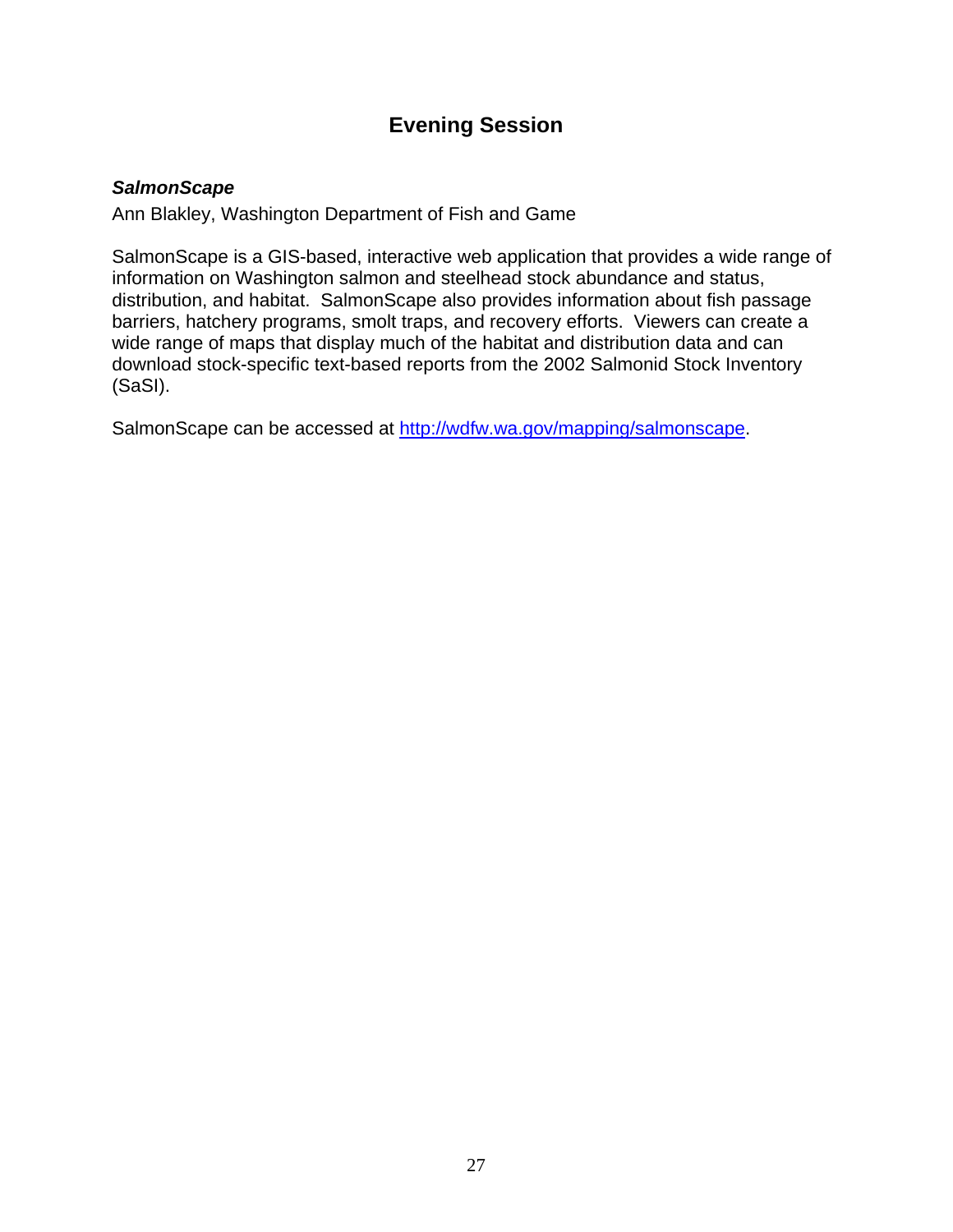# Evening Session

***SalmonScape***

Ann Blakley, Washington Department of Fish and Game

SalmonScape is a GIS-based, interactive web application that provides a wide range of information on Washington salmon and steelhead stock abundance and status, distribution, and habitat. SalmonScape also provides information about fish passage barriers, hatchery programs, smolt traps, and recovery efforts. Viewers can create a wide range of maps that display much of the habitat and distribution data and can download stock-specific text-based reports from the 2002 Salmonid Stock Inventory (SaSI).

SalmonScape can be accessed at [http://wdfw.wa.gov/mapping/salmonscape](http://wdfw.wa.gov/mapping/salmonscape).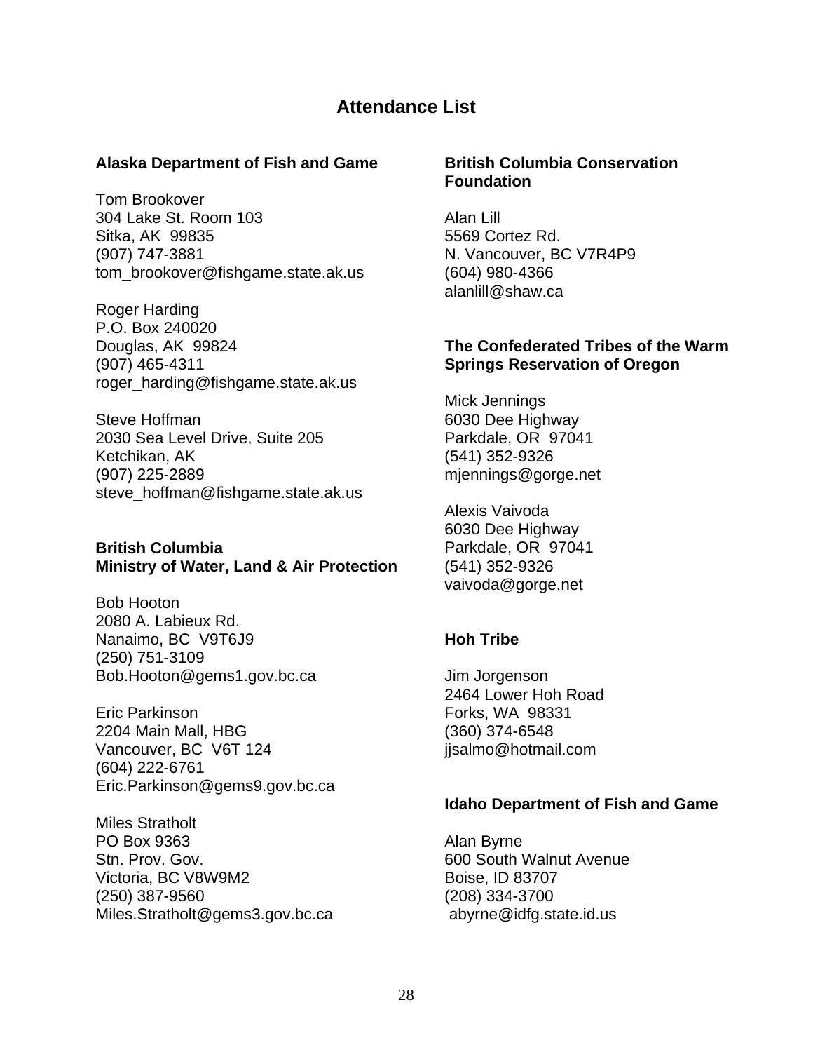## Attendance List

### Alaska Department of Fish and Game

Tom Brookover
304 Lake St. Room 103
Sitka, AK 99835
(907) 747-3881
tom_brookover@fishgame.state.ak.us

Roger Harding
P.O. Box 240020
Douglas, AK 99824
(907) 465-4311
roger_harding@fishgame.state.ak.us

Steve Hoffman
2030 Sea Level Drive, Suite 205
Ketchikan, AK
(907) 225-2889
steve_hoffman@fishgame.state.ak.us

### British Columbia Ministry of Water, Land & Air Protection

Bob Hooton
2080 A. Labieux Rd.
Nanaimo, BC V9T6J9
(250) 751-3109
Bob.Hooton@gems1.gov.bc.ca

Eric Parkinson
2204 Main Mall, HBG
Vancouver, BC V6T 124
(604) 222-6761
Eric.Parkinson@gems9.gov.bc.ca

Miles Stratholt
PO Box 9363
Stn. Prov. Gov.
Victoria, BC V8W9M2
(250) 387-9560
Miles.Stratholt@gems3.gov.bc.ca

### British Columbia Conservation Foundation

Alan Lill
5569 Cortez Rd.
N. Vancouver, BC V7R4P9
(604) 980-4366
alanlill@shaw.ca

### The Confederated Tribes of the Warm Springs Reservation of Oregon

Mick Jennings
6030 Dee Highway
Parkdale, OR 97041
(541) 352-9326
mjennings@gorge.net

Alexis Vaivoda
6030 Dee Highway
Parkdale, OR 97041
(541) 352-9326
vaivoda@gorge.net

### Hoh Tribe

Jim Jorgenson
2464 Lower Hoh Road
Forks, WA 98331
(360) 374-6548
jjsalmo@hotmail.com

### Idaho Department of Fish and Game

Alan Byrne
600 South Walnut Avenue
Boise, ID 83707
(208) 334-3700
abyrne@idfg.state.id.us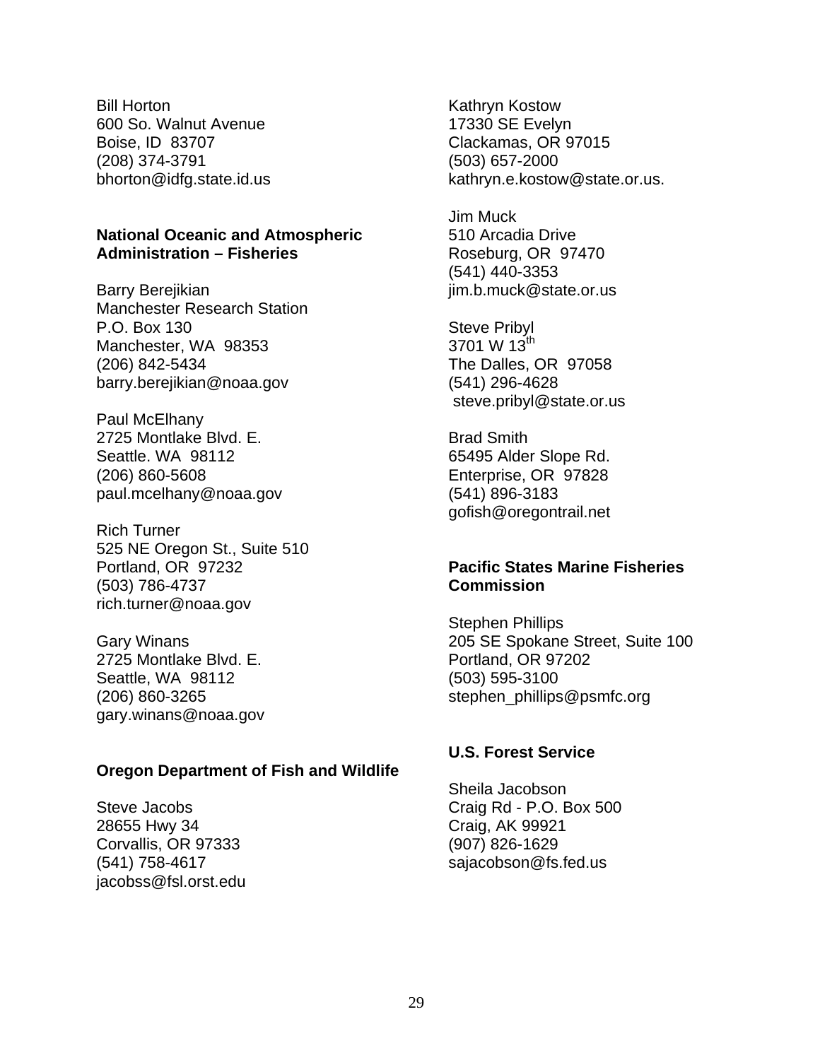Bill Horton
600 So. Walnut Avenue
Boise, ID 83707
(208) 374-3791
bhorton@idfg.state.id.us

**National Oceanic and Atmospheric Administration – Fisheries**

Barry Berejikian
Manchester Research Station
P.O. Box 130
Manchester, WA 98353
(206) 842-5434
barry.berejikian@noaa.gov

Paul McElhany
2725 Montlake Blvd. E.
Seattle. WA 98112
(206) 860-5608
paul.mcelhany@noaa.gov

Rich Turner
525 NE Oregon St., Suite 510
Portland, OR 97232
(503) 786-4737
rich.turner@noaa.gov

Gary Winans
2725 Montlake Blvd. E.
Seattle, WA 98112
(206) 860-3265
gary.winans@noaa.gov

**Oregon Department of Fish and Wildlife**

Steve Jacobs
28655 Hwy 34
Corvallis, OR 97333
(541) 758-4617
jacobss@fsl.orst.edu

Kathryn Kostow
17330 SE Evelyn
Clackamas, OR 97015
(503) 657-2000
kathryn.e.kostow@state.or.us.

Jim Muck
510 Arcadia Drive
Roseburg, OR 97470
(541) 440-3353
jim.b.muck@state.or.us

Steve Pribyl
3701 W 13th
The Dalles, OR 97058
(541) 296-4628
steve.pribyl@state.or.us

Brad Smith
65495 Alder Slope Rd.
Enterprise, OR 97828
(541) 896-3183
gofish@oregontrail.net

**Pacific States Marine Fisheries Commission**

Stephen Phillips
205 SE Spokane Street, Suite 100
Portland, OR 97202
(503) 595-3100
stephen_phillips@psmfc.org

**U.S. Forest Service**

Sheila Jacobson
Craig Rd - P.O. Box 500
Craig, AK 99921
(907) 826-1629
sajacobson@fs.fed.us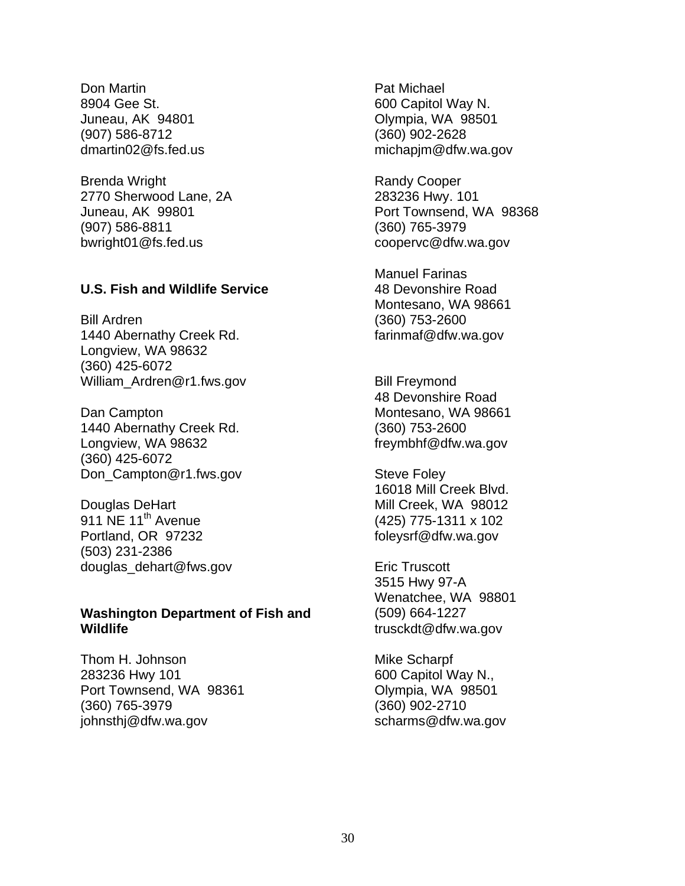Don Martin
8904 Gee St.
Juneau, AK 94801
(907) 586-8712
dmartin02@fs.fed.us

Brenda Wright
2770 Sherwood Lane, 2A
Juneau, AK 99801
(907) 586-8811
bwright01@fs.fed.us

**U.S. Fish and Wildlife Service**

Bill Ardren
1440 Abernathy Creek Rd.
Longview, WA 98632
(360) 425-6072
William_Ardren@r1.fws.gov

Dan Campton
1440 Abernathy Creek Rd.
Longview, WA 98632
(360) 425-6072
Don_Campton@r1.fws.gov

Douglas DeHart
911 NE 11th Avenue
Portland, OR 97232
(503) 231-2386
douglas_dehart@fws.gov

**Washington Department of Fish and Wildlife**

Thom H. Johnson
283236 Hwy 101
Port Townsend, WA 98361
(360) 765-3979
johnsthj@dfw.wa.gov

Pat Michael
600 Capitol Way N.
Olympia, WA 98501
(360) 902-2628
michapjm@dfw.wa.gov

Randy Cooper
283236 Hwy. 101
Port Townsend, WA 98368
(360) 765-3979
coopervc@dfw.wa.gov

Manuel Farinas
48 Devonshire Road
Montesano, WA 98661
(360) 753-2600
farinmaf@dfw.wa.gov

Bill Freymond
48 Devonshire Road
Montesano, WA 98661
(360) 753-2600
freymbhf@dfw.wa.gov

Steve Foley
16018 Mill Creek Blvd.
Mill Creek, WA 98012
(425) 775-1311 x 102
foleysrf@dfw.wa.gov

Eric Truscott
3515 Hwy 97-A
Wenatchee, WA 98801
(509) 664-1227
trusckdt@dfw.wa.gov

Mike Scharpf
600 Capitol Way N.,
Olympia, WA 98501
(360) 902-2710
scharms@dfw.wa.gov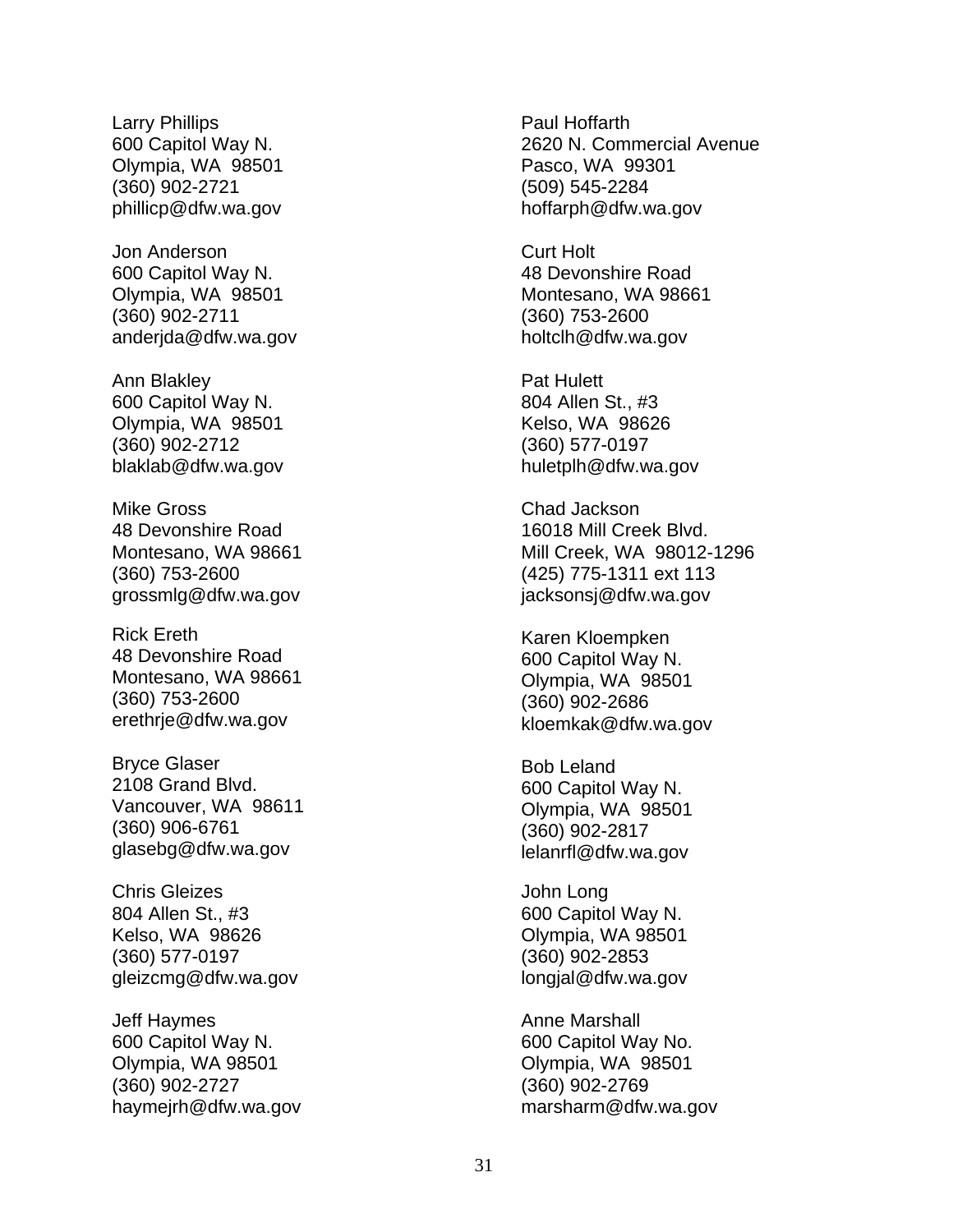Larry Phillips
600 Capitol Way N.
Olympia, WA  98501
(360) 902-2721
phillicp@dfw.wa.gov

Jon Anderson
600 Capitol Way N.
Olympia, WA  98501
(360) 902-2711
anderjda@dfw.wa.gov

Ann Blakley
600 Capitol Way N.
Olympia, WA  98501
(360) 902-2712
blaklab@dfw.wa.gov

Mike Gross
48 Devonshire Road
Montesano, WA 98661
(360) 753-2600
grossmlg@dfw.wa.gov

Rick Ereth
48 Devonshire Road
Montesano, WA 98661
(360) 753-2600
erethrje@dfw.wa.gov

Bryce Glaser
2108 Grand Blvd.
Vancouver, WA  98611
(360) 906-6761
glasebg@dfw.wa.gov

Chris Gleizes
804 Allen St., #3
Kelso, WA  98626
(360) 577-0197
gleizcmg@dfw.wa.gov

Jeff Haymes
600 Capitol Way N.
Olympia, WA 98501
(360) 902-2727
haymejrh@dfw.wa.gov

Paul Hoffarth
2620 N. Commercial Avenue
Pasco, WA  99301
(509) 545-2284
hoffarph@dfw.wa.gov

Curt Holt
48 Devonshire Road
Montesano, WA 98661
(360) 753-2600
holtclh@dfw.wa.gov

Pat Hulett
804 Allen St., #3
Kelso, WA  98626
(360) 577-0197
huletplh@dfw.wa.gov

Chad Jackson
16018 Mill Creek Blvd.
Mill Creek, WA  98012-1296
(425) 775-1311 ext 113
jacksonsj@dfw.wa.gov

Karen Kloempken
600 Capitol Way N.
Olympia, WA  98501
(360) 902-2686
kloemkak@dfw.wa.gov

Bob Leland
600 Capitol Way N.
Olympia, WA  98501
(360) 902-2817
lelanrfl@dfw.wa.gov

John Long
600 Capitol Way N.
Olympia, WA 98501
(360) 902-2853
longjal@dfw.wa.gov

Anne Marshall
600 Capitol Way No.
Olympia, WA  98501
(360) 902-2769
marsharm@dfw.wa.gov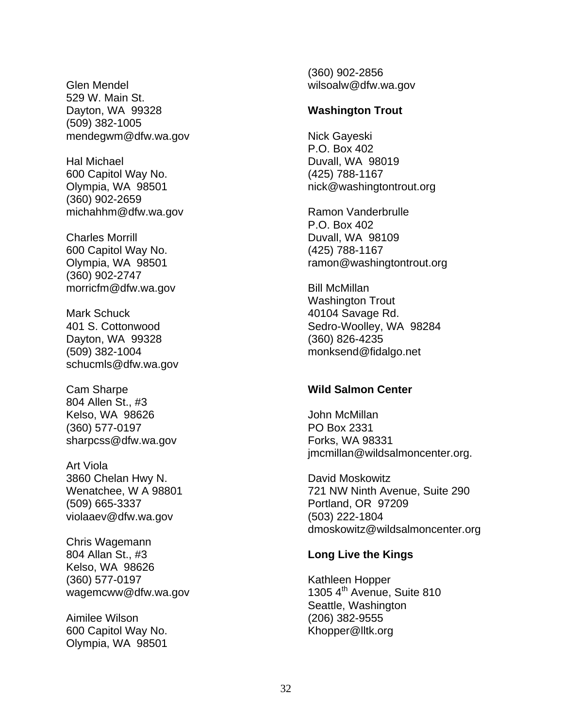Glen Mendel
529 W. Main St.
Dayton, WA 99328
(509) 382-1005
mendegwm@dfw.wa.gov

Hal Michael
600 Capitol Way No.
Olympia, WA 98501
(360) 902-2659
michahhm@dfw.wa.gov

Charles Morrill
600 Capitol Way No.
Olympia, WA 98501
(360) 902-2747
morricfm@dfw.wa.gov

Mark Schuck
401 S. Cottonwood
Dayton, WA 99328
(509) 382-1004
schucmls@dfw.wa.gov

Cam Sharpe
804 Allen St., #3
Kelso, WA 98626
(360) 577-0197
sharpcss@dfw.wa.gov

Art Viola
3860 Chelan Hwy N.
Wenatchee, W A 98801
(509) 665-3337
violaaev@dfw.wa.gov

Chris Wagemann
804 Allan St., #3
Kelso, WA 98626
(360) 577-0197
wagemcww@dfw.wa.gov

Aimilee Wilson
600 Capitol Way No.
Olympia, WA 98501
(360) 902-2856
wilsoalw@dfw.wa.gov

**Washington Trout**

Nick Gayeski
P.O. Box 402
Duvall, WA 98019
(425) 788-1167
nick@washingtontrout.org

Ramon Vanderbrulle
P.O. Box 402
Duvall, WA 98109
(425) 788-1167
ramon@washingtontrout.org

Bill McMillan
Washington Trout
40104 Savage Rd.
Sedro-Woolley, WA 98284
(360) 826-4235
monksend@fidalgo.net

**Wild Salmon Center**

John McMillan
PO Box 2331
Forks, WA 98331
jmcmillan@wildsalmoncenter.org.

David Moskowitz
721 NW Ninth Avenue, Suite 290
Portland, OR 97209
(503) 222-1804
dmoskowitz@wildsalmoncenter.org

**Long Live the Kings**

Kathleen Hopper
1305 4th Avenue, Suite 810
Seattle, Washington
(206) 382-9555
Khopper@lltk.org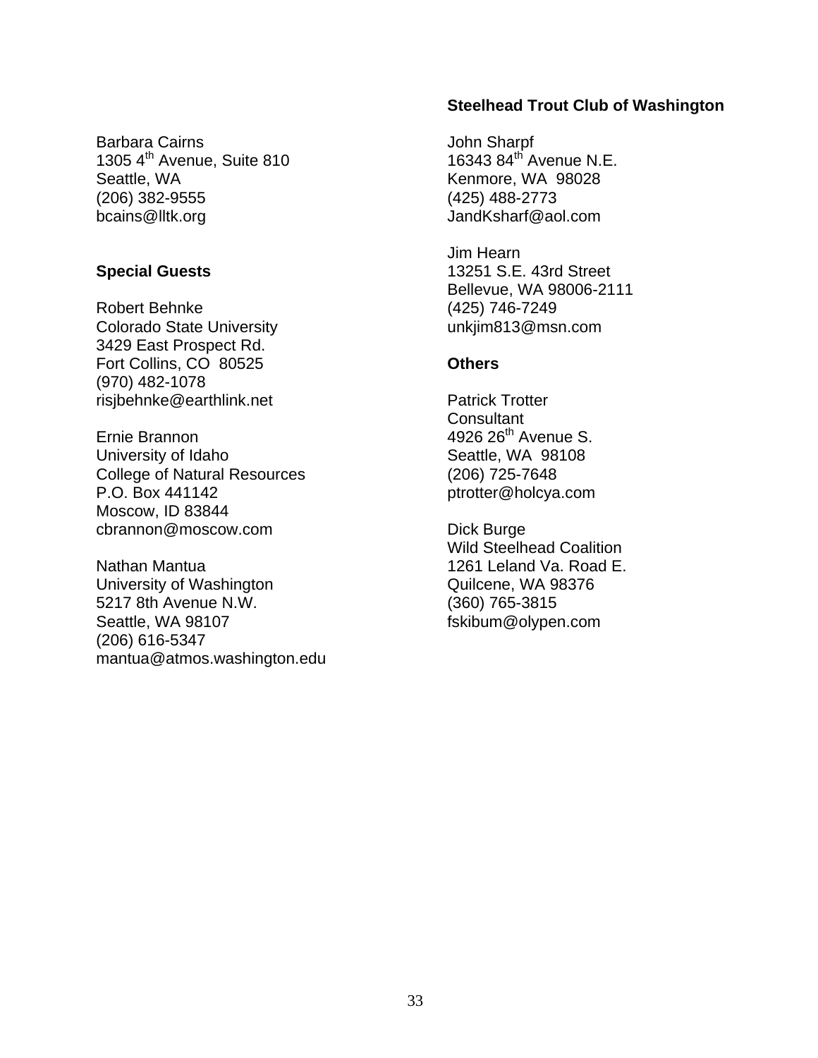Barbara Cairns
1305 4th Avenue, Suite 810
Seattle, WA
(206) 382-9555
bcains@lltk.org

**Special Guests**

Robert Behnke
Colorado State University
3429 East Prospect Rd.
Fort Collins, CO 80525
(970) 482-1078
risjbehnke@earthlink.net

Ernie Brannon
University of Idaho
College of Natural Resources
P.O. Box 441142
Moscow, ID 83844
cbrannon@moscow.com

Nathan Mantua
University of Washington
5217 8th Avenue N.W.
Seattle, WA 98107
(206) 616-5347
mantua@atmos.washington.edu

**Steelhead Trout Club of Washington**

John Sharpf
16343 84th Avenue N.E.
Kenmore, WA 98028
(425) 488-2773
JandKsharf@aol.com

Jim Hearn
13251 S.E. 43rd Street
Bellevue, WA 98006-2111
(425) 746-7249
unkjim813@msn.com

**Others**

Patrick Trotter
Consultant
4926 26th Avenue S.
Seattle, WA 98108
(206) 725-7648
ptrotter@holcya.com

Dick Burge
Wild Steelhead Coalition
1261 Leland Va. Road E.
Quilcene, WA 98376
(360) 765-3815
fskibum@olypen.com